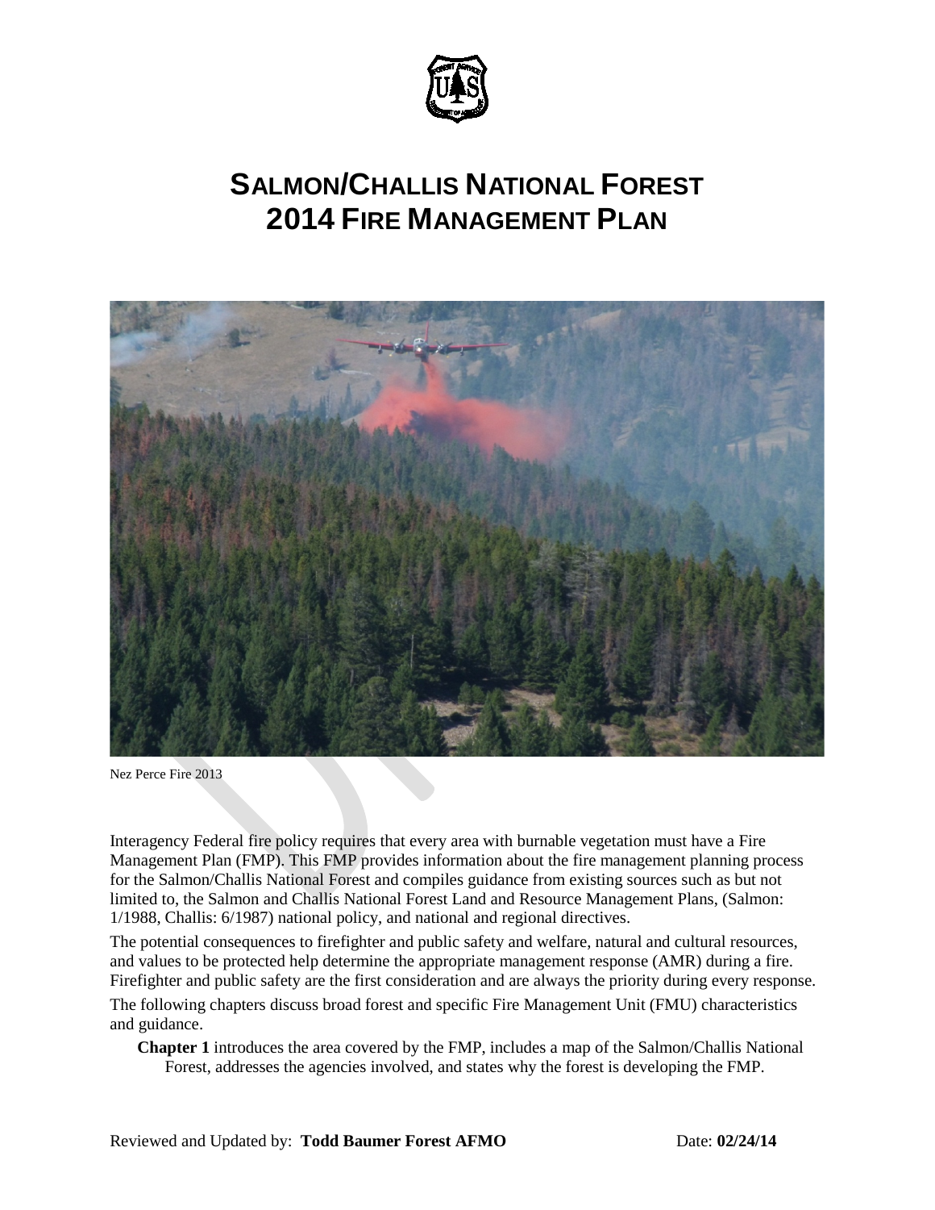# SALMON/CHALLIS NATIONAL FOREST 2014 FIRE MANAGEMENT PLAN

Nez Perce Fire 2013

Interagency Federal fire policy requires that every area with burnable vegetation must have a Fire Management Plan (FMP). This FMP provides information about the fire management planning process for the Salmon/Challis National Forest and compiles guidance from existing sources such as but not limited to, the Salmon and Challis National Forest Land and Resource Management Plans, (Salmon: 1/1988, Challis: 6/1987) national policy, and national and regional directives.

The potential consequences to firefighter and public safety and welfare, natural and cultural resources, and values to be protected help determine the appropriate management response (AMR) during a fire. Firefighter and public safety are the first consideration and are always the priority during every response.

The following chapters discuss broad forest and specific Fire Management Unit (FMU) characteristics and guidance.

**Chapter 1** introduces the area covered by the FMP, includes a map of the Salmon/Challis National Forest, addresses the agencies involved, and states why the forest is developing the FMP.

Reviewed and Updated by: **Todd Baumer Forest AFMO** Date: **02/24/14**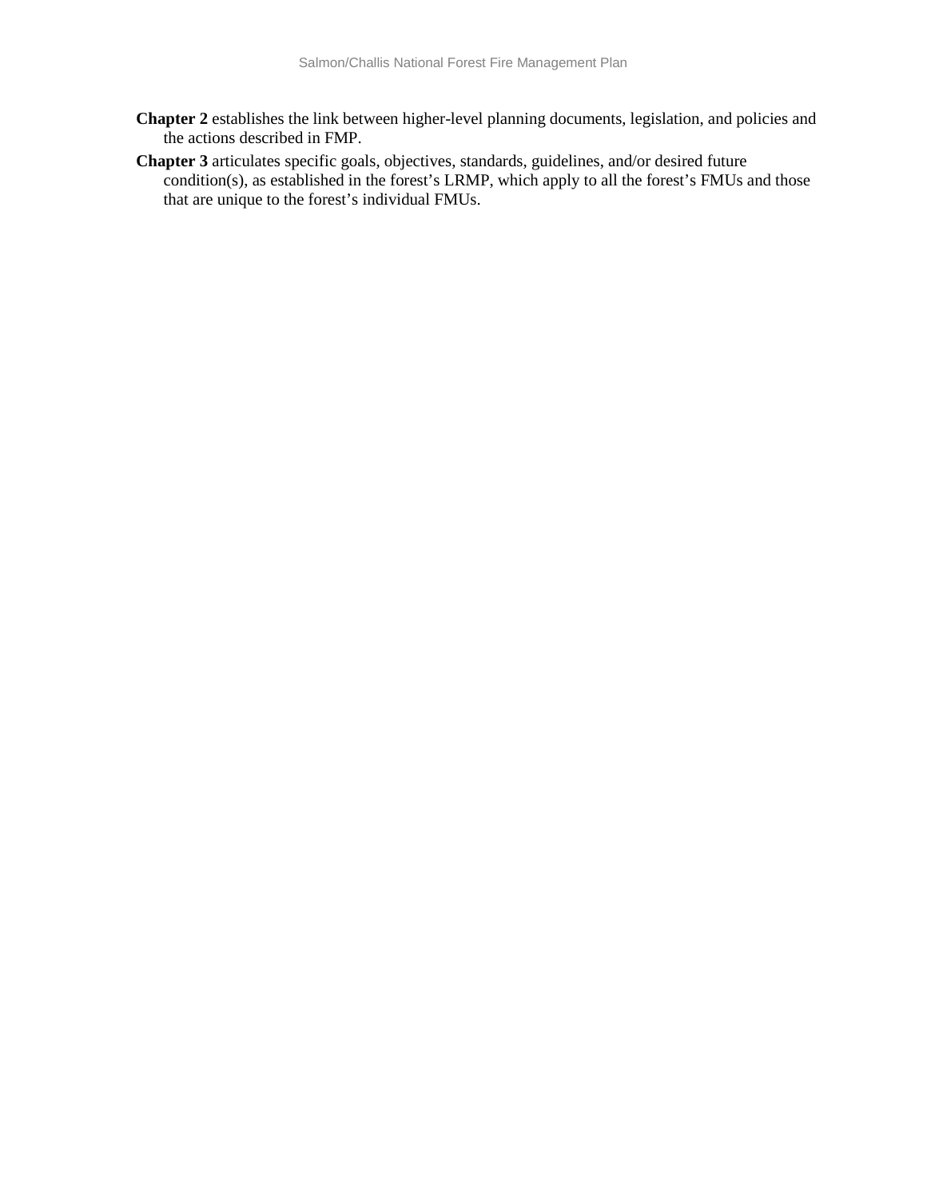**Chapter 2** establishes the link between higher-level planning documents, legislation, and policies and the actions described in FMP.

**Chapter 3** articulates specific goals, objectives, standards, guidelines, and/or desired future condition(s), as established in the forest's LRMP, which apply to all the forest's FMUs and those that are unique to the forest's individual FMUs.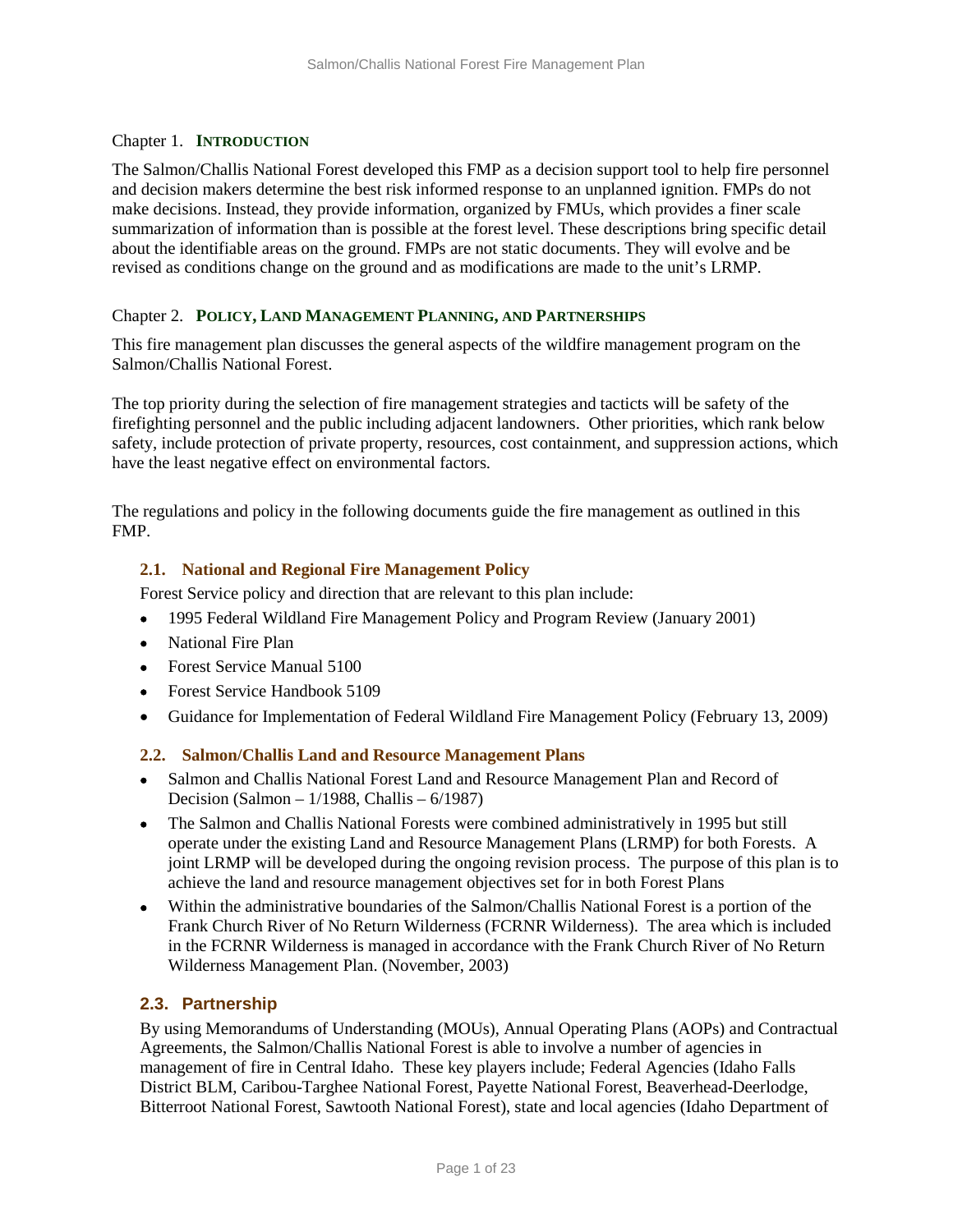## Chapter 1. INTRODUCTION

The Salmon/Challis National Forest developed this FMP as a decision support tool to help fire personnel and decision makers determine the best risk informed response to an unplanned ignition. FMPs do not make decisions. Instead, they provide information, organized by FMUs, which provides a finer scale summarization of information than is possible at the forest level. These descriptions bring specific detail about the identifiable areas on the ground. FMPs are not static documents. They will evolve and be revised as conditions change on the ground and as modifications are made to the unit's LRMP.

## Chapter 2. POLICY, LAND MANAGEMENT PLANNING, AND PARTNERSHIPS

This fire management plan discusses the general aspects of the wildfire management program on the Salmon/Challis National Forest.

The top priority during the selection of fire management strategies and tactics will be safety of the firefighting personnel and the public including adjacent landowners. Other priorities, which rank below safety, include protection of private property, resources, cost containment, and suppression actions, which have the least negative effect on environmental factors.

The regulations and policy in the following documents guide the fire management as outlined in this FMP.

### 2.1. National and Regional Fire Management Policy

Forest Service policy and direction that are relevant to this plan include:

- 1995 Federal Wildland Fire Management Policy and Program Review (January 2001)
- National Fire Plan
- Forest Service Manual 5100
- Forest Service Handbook 5109
- Guidance for Implementation of Federal Wildland Fire Management Policy (February 13, 2009)

### 2.2. Salmon/Challis Land and Resource Management Plans

- Salmon and Challis National Forest Land and Resource Management Plan and Record of Decision (Salmon – 1/1988, Challis – 6/1987)
- The Salmon and Challis National Forests were combined administratively in 1995 but still operate under the existing Land and Resource Management Plans (LRMP) for both Forests. A joint LRMP will be developed during the ongoing revision process. The purpose of this plan is to achieve the land and resource management objectives set for in both Forest Plans
- Within the administrative boundaries of the Salmon/Challis National Forest is a portion of the Frank Church River of No Return Wilderness (FCRNR Wilderness). The area which is included in the FCRNR Wilderness is managed in accordance with the Frank Church River of No Return Wilderness Management Plan. (November, 2003)

### 2.3. Partnership

By using Memorandums of Understanding (MOUs), Annual Operating Plans (AOPs) and Contractual Agreements, the Salmon/Challis National Forest is able to involve a number of agencies in management of fire in Central Idaho. These key players include; Federal Agencies (Idaho Falls District BLM, Caribou-Targhee National Forest, Payette National Forest, Beaverhead-Deerlodge, Bitterroot National Forest, Sawtooth National Forest), state and local agencies (Idaho Department of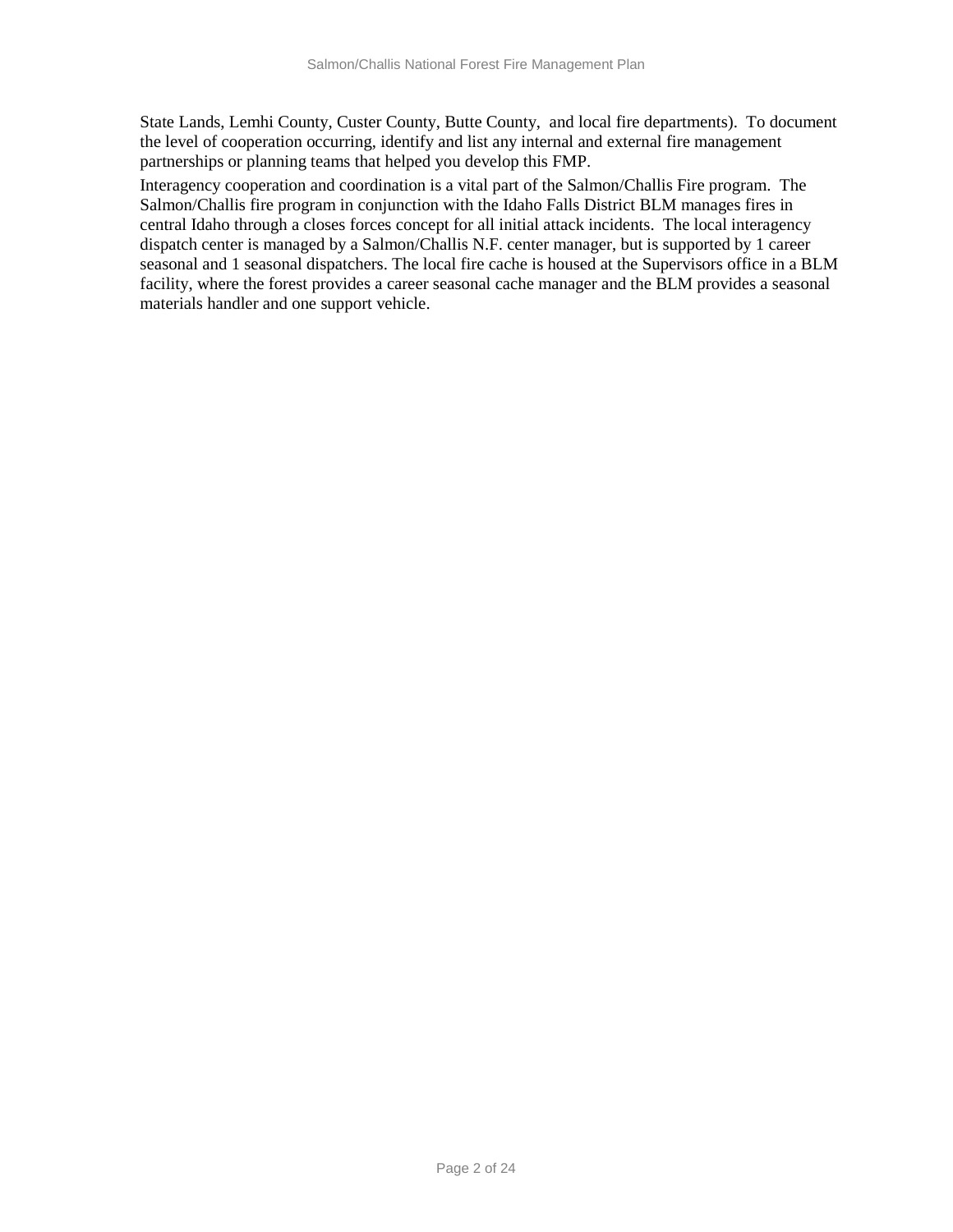State Lands, Lemhi County, Custer County, Butte County,  and local fire departments).  To document the level of cooperation occurring, identify and list any internal and external fire management partnerships or planning teams that helped you develop this FMP.

Interagency cooperation and coordination is a vital part of the Salmon/Challis Fire program.  The Salmon/Challis fire program in conjunction with the Idaho Falls District BLM manages fires in central Idaho through a closes forces concept for all initial attack incidents.  The local interagency dispatch center is managed by a Salmon/Challis N.F. center manager, but is supported by 1 career seasonal and 1 seasonal dispatchers. The local fire cache is housed at the Supervisors office in a BLM facility, where the forest provides a career seasonal cache manager and the BLM provides a seasonal materials handler and one support vehicle.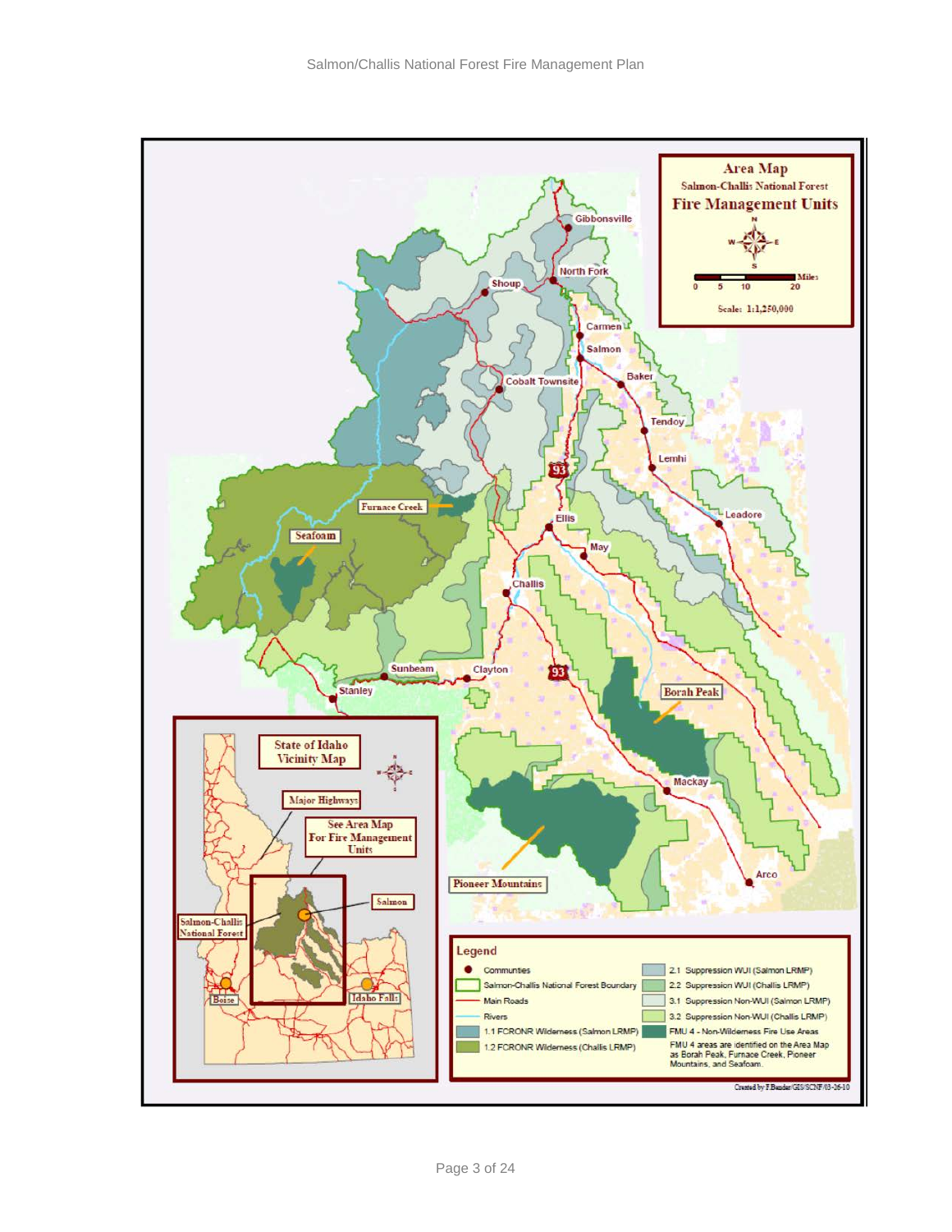# Area Map

## Salmon-Challis National Forest

## Fire Management Units

Scale: 1:1,250,000

Miles: 0 5 10 20

Gibbonsville, North Fork, Shoup, Carmen, Salmon, Baker, Cobalt Townsite, Tendoy, Lemhi, Leadore, Furnace Creek, Seafoam, Ellis, May, Challis, Sunbeam, Clayton, Stanley, Borah Peak, Mackay, Arco, Pioneer Mountains

### State of Idaho Vicinity Map

Major Highways

See Area Map For Fire Management Units

Salmon

Salmon-Challis National Forest

Boise

Idaho Falls

### Legend

- Communities
- Salmon-Challis National Forest Boundary
- Main Roads
- Rivers
- 1.1 FCRONR Wilderness (Salmon LRMP)
- 1.2 FCRONR Wilderness (Challis LRMP)
- 2.1 Suppression WUI (Salmon LRMP)
- 2.2 Suppression WUI (Challis LRMP)
- 3.1 Suppression Non-WUI (Salmon LRMP)
- 3.2 Suppression Non-WUI (Challis LRMP)
- FMU 4 - Non-Wilderness Fire Use Areas

FMU 4 areas are identified on the Area Map as Borah Peak, Furnace Creek, Pioneer Mountains, and Seafoam.

Created by F.Bender/GIS/SCNF/03-26-10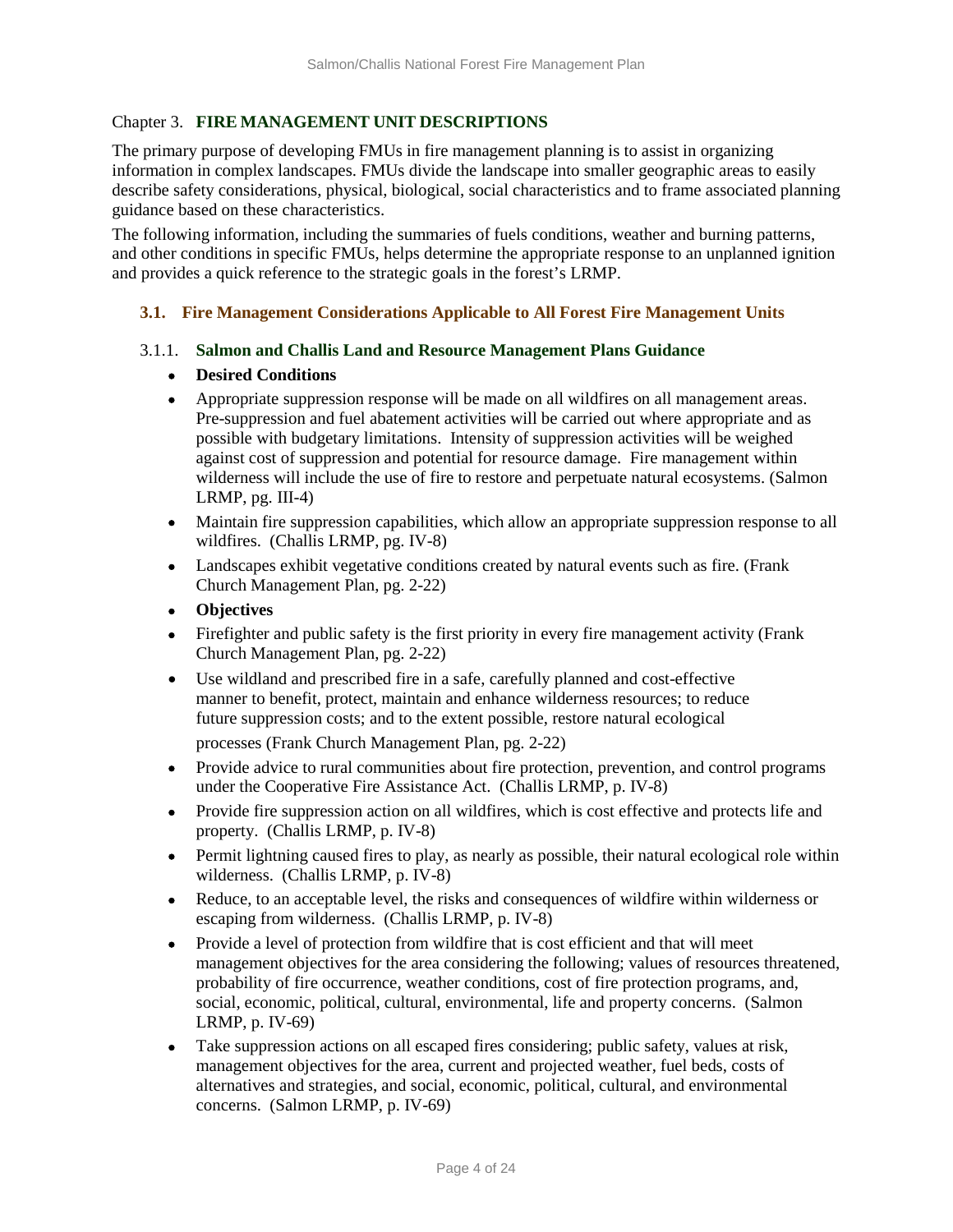# Chapter 3. FIRE MANAGEMENT UNIT DESCRIPTIONS

The primary purpose of developing FMUs in fire management planning is to assist in organizing information in complex landscapes. FMUs divide the landscape into smaller geographic areas to easily describe safety considerations, physical, biological, social characteristics and to frame associated planning guidance based on these characteristics.

The following information, including the summaries of fuels conditions, weather and burning patterns, and other conditions in specific FMUs, helps determine the appropriate response to an unplanned ignition and provides a quick reference to the strategic goals in the forest's LRMP.

## 3.1. Fire Management Considerations Applicable to All Forest Fire Management Units

### 3.1.1. Salmon and Challis Land and Resource Management Plans Guidance

- **Desired Conditions**
- Appropriate suppression response will be made on all wildfires on all management areas. Pre-suppression and fuel abatement activities will be carried out where appropriate and as possible with budgetary limitations. Intensity of suppression activities will be weighed against cost of suppression and potential for resource damage. Fire management within wilderness will include the use of fire to restore and perpetuate natural ecosystems. (Salmon LRMP, pg. III-4)
- Maintain fire suppression capabilities, which allow an appropriate suppression response to all wildfires. (Challis LRMP, pg. IV-8)
- Landscapes exhibit vegetative conditions created by natural events such as fire. (Frank Church Management Plan, pg. 2-22)
- **Objectives**
- Firefighter and public safety is the first priority in every fire management activity (Frank Church Management Plan, pg. 2-22)
- Use wildland and prescribed fire in a safe, carefully planned and cost-effective manner to benefit, protect, maintain and enhance wilderness resources; to reduce future suppression costs; and to the extent possible, restore natural ecological processes (Frank Church Management Plan, pg. 2-22)
- Provide advice to rural communities about fire protection, prevention, and control programs under the Cooperative Fire Assistance Act. (Challis LRMP, p. IV-8)
- Provide fire suppression action on all wildfires, which is cost effective and protects life and property. (Challis LRMP, p. IV-8)
- Permit lightning caused fires to play, as nearly as possible, their natural ecological role within wilderness. (Challis LRMP, p. IV-8)
- Reduce, to an acceptable level, the risks and consequences of wildfire within wilderness or escaping from wilderness. (Challis LRMP, p. IV-8)
- Provide a level of protection from wildfire that is cost efficient and that will meet management objectives for the area considering the following; values of resources threatened, probability of fire occurrence, weather conditions, cost of fire protection programs, and, social, economic, political, cultural, environmental, life and property concerns. (Salmon LRMP, p. IV-69)
- Take suppression actions on all escaped fires considering; public safety, values at risk, management objectives for the area, current and projected weather, fuel beds, costs of alternatives and strategies, and social, economic, political, cultural, and environmental concerns. (Salmon LRMP, p. IV-69)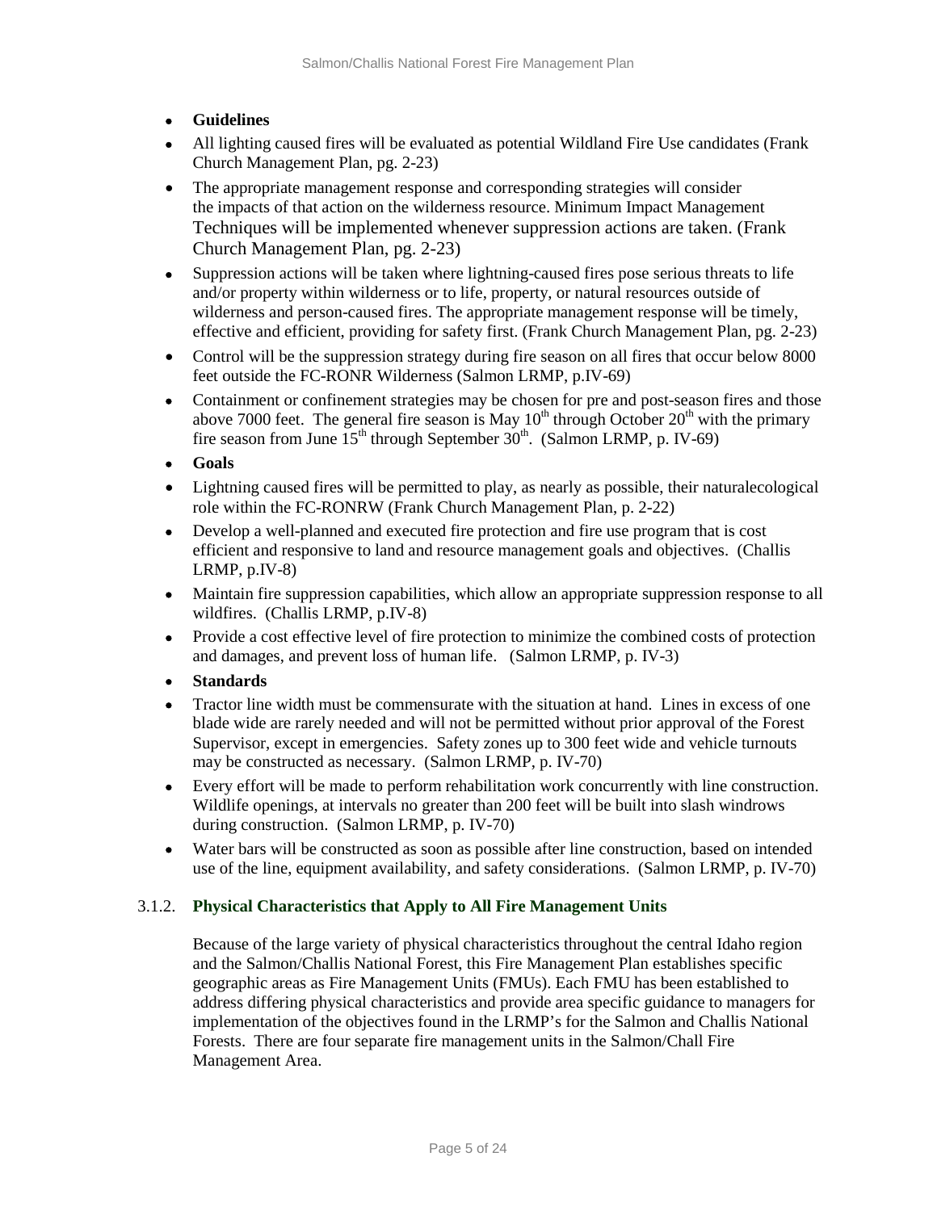- **Guidelines**
- All lighting caused fires will be evaluated as potential Wildland Fire Use candidates (Frank Church Management Plan, pg. 2-23)
- The appropriate management response and corresponding strategies will consider the impacts of that action on the wilderness resource. Minimum Impact Management Techniques will be implemented whenever suppression actions are taken. (Frank Church Management Plan, pg. 2-23)
- Suppression actions will be taken where lightning-caused fires pose serious threats to life and/or property within wilderness or to life, property, or natural resources outside of wilderness and person-caused fires. The appropriate management response will be timely, effective and efficient, providing for safety first. (Frank Church Management Plan, pg. 2-23)
- Control will be the suppression strategy during fire season on all fires that occur below 8000 feet outside the FC-RONR Wilderness (Salmon LRMP, p.IV-69)
- Containment or confinement strategies may be chosen for pre and post-season fires and those above 7000 feet. The general fire season is May 10th through October 20th with the primary fire season from June 15th through September 30th. (Salmon LRMP, p. IV-69)
- **Goals**
- Lightning caused fires will be permitted to play, as nearly as possible, their naturalecological role within the FC-RONRW (Frank Church Management Plan, p. 2-22)
- Develop a well-planned and executed fire protection and fire use program that is cost efficient and responsive to land and resource management goals and objectives. (Challis LRMP, p.IV-8)
- Maintain fire suppression capabilities, which allow an appropriate suppression response to all wildfires. (Challis LRMP, p.IV-8)
- Provide a cost effective level of fire protection to minimize the combined costs of protection and damages, and prevent loss of human life. (Salmon LRMP, p. IV-3)
- **Standards**
- Tractor line width must be commensurate with the situation at hand. Lines in excess of one blade wide are rarely needed and will not be permitted without prior approval of the Forest Supervisor, except in emergencies. Safety zones up to 300 feet wide and vehicle turnouts may be constructed as necessary. (Salmon LRMP, p. IV-70)
- Every effort will be made to perform rehabilitation work concurrently with line construction. Wildlife openings, at intervals no greater than 200 feet will be built into slash windrows during construction. (Salmon LRMP, p. IV-70)
- Water bars will be constructed as soon as possible after line construction, based on intended use of the line, equipment availability, and safety considerations. (Salmon LRMP, p. IV-70)

### 3.1.2. Physical Characteristics that Apply to All Fire Management Units

Because of the large variety of physical characteristics throughout the central Idaho region and the Salmon/Challis National Forest, this Fire Management Plan establishes specific geographic areas as Fire Management Units (FMUs). Each FMU has been established to address differing physical characteristics and provide area specific guidance to managers for implementation of the objectives found in the LRMP's for the Salmon and Challis National Forests. There are four separate fire management units in the Salmon/Chall Fire Management Area.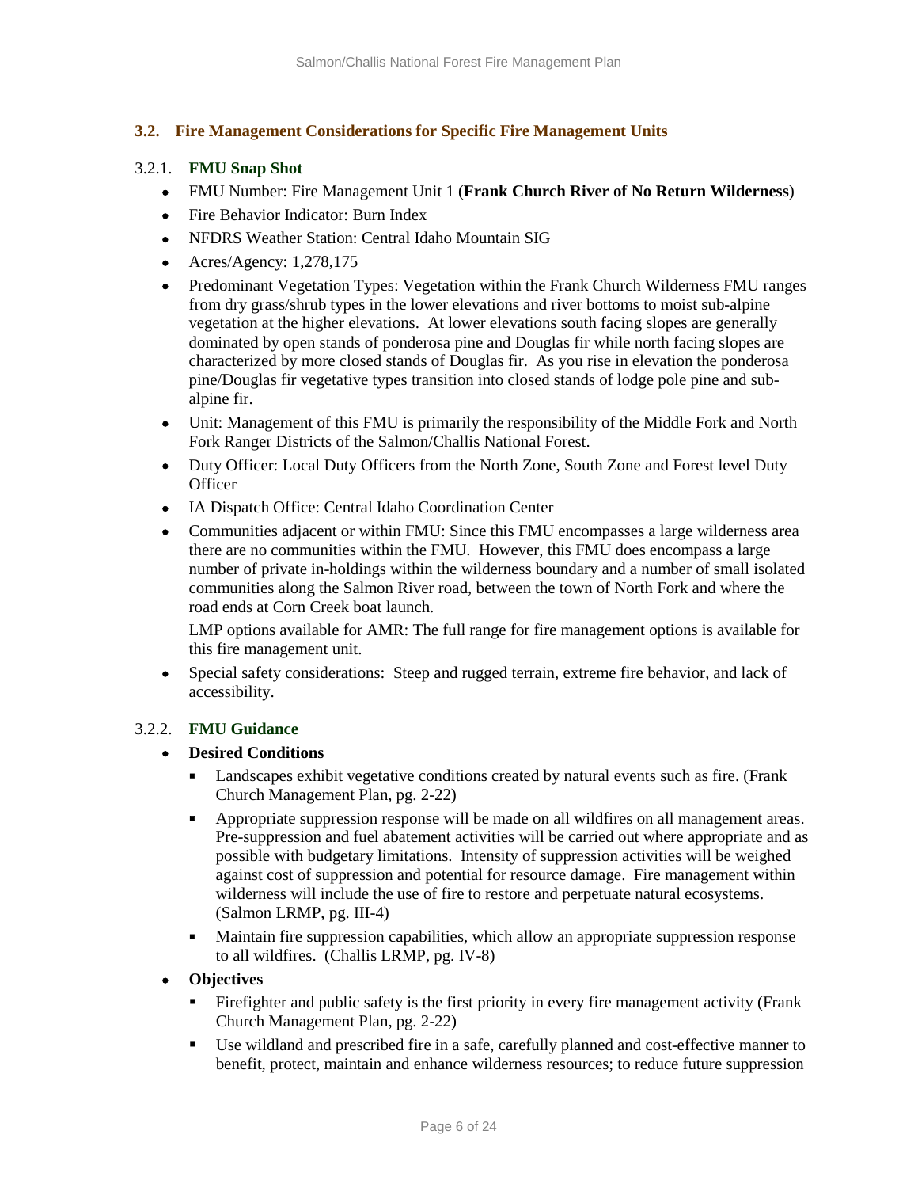### 3.2. Fire Management Considerations for Specific Fire Management Units

#### 3.2.1. FMU Snap Shot

- FMU Number: Fire Management Unit 1 (**Frank Church River of No Return Wilderness**)
- Fire Behavior Indicator: Burn Index
- NFDRS Weather Station: Central Idaho Mountain SIG
- Acres/Agency: 1,278,175
- Predominant Vegetation Types: Vegetation within the Frank Church Wilderness FMU ranges from dry grass/shrub types in the lower elevations and river bottoms to moist sub-alpine vegetation at the higher elevations. At lower elevations south facing slopes are generally dominated by open stands of ponderosa pine and Douglas fir while north facing slopes are characterized by more closed stands of Douglas fir. As you rise in elevation the ponderosa pine/Douglas fir vegetative types transition into closed stands of lodge pole pine and sub-alpine fir.
- Unit: Management of this FMU is primarily the responsibility of the Middle Fork and North Fork Ranger Districts of the Salmon/Challis National Forest.
- Duty Officer: Local Duty Officers from the North Zone, South Zone and Forest level Duty Officer
- IA Dispatch Office: Central Idaho Coordination Center
- Communities adjacent or within FMU: Since this FMU encompasses a large wilderness area there are no communities within the FMU. However, this FMU does encompass a large number of private in-holdings within the wilderness boundary and a number of small isolated communities along the Salmon River road, between the town of North Fork and where the road ends at Corn Creek boat launch.

  LMP options available for AMR: The full range for fire management options is available for this fire management unit.
- Special safety considerations: Steep and rugged terrain, extreme fire behavior, and lack of accessibility.

#### 3.2.2. FMU Guidance

- **Desired Conditions**
  - Landscapes exhibit vegetative conditions created by natural events such as fire. (Frank Church Management Plan, pg. 2-22)
  - Appropriate suppression response will be made on all wildfires on all management areas. Pre-suppression and fuel abatement activities will be carried out where appropriate and as possible with budgetary limitations. Intensity of suppression activities will be weighed against cost of suppression and potential for resource damage. Fire management within wilderness will include the use of fire to restore and perpetuate natural ecosystems. (Salmon LRMP, pg. III-4)
  - Maintain fire suppression capabilities, which allow an appropriate suppression response to all wildfires. (Challis LRMP, pg. IV-8)
- **Objectives**
  - Firefighter and public safety is the first priority in every fire management activity (Frank Church Management Plan, pg. 2-22)
  - Use wildland and prescribed fire in a safe, carefully planned and cost-effective manner to benefit, protect, maintain and enhance wilderness resources; to reduce future suppression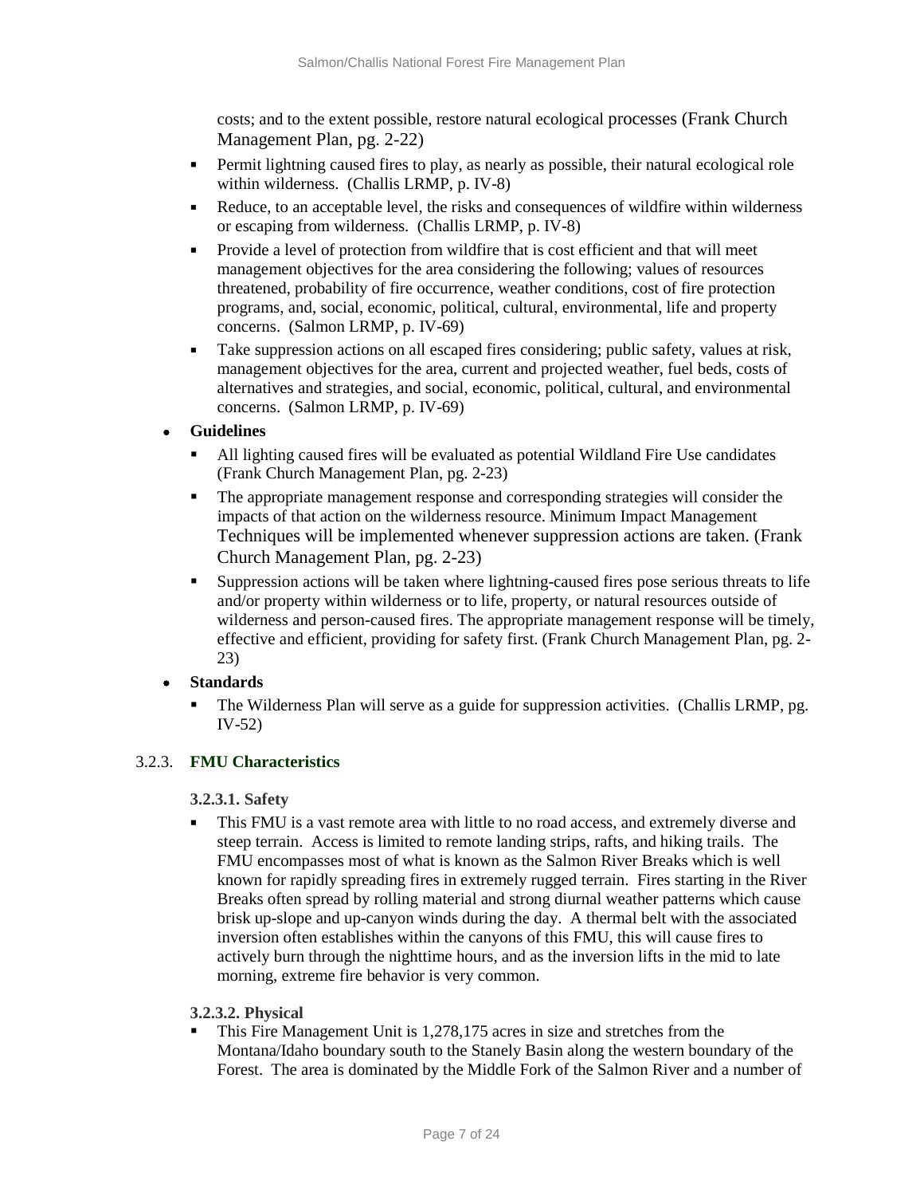costs; and to the extent possible, restore natural ecological processes (Frank Church Management Plan, pg. 2-22)

- Permit lightning caused fires to play, as nearly as possible, their natural ecological role within wilderness. (Challis LRMP, p. IV-8)
- Reduce, to an acceptable level, the risks and consequences of wildfire within wilderness or escaping from wilderness. (Challis LRMP, p. IV-8)
- Provide a level of protection from wildfire that is cost efficient and that will meet management objectives for the area considering the following; values of resources threatened, probability of fire occurrence, weather conditions, cost of fire protection programs, and, social, economic, political, cultural, environmental, life and property concerns. (Salmon LRMP, p. IV-69)
- Take suppression actions on all escaped fires considering; public safety, values at risk, management objectives for the area, current and projected weather, fuel beds, costs of alternatives and strategies, and social, economic, political, cultural, and environmental concerns. (Salmon LRMP, p. IV-69)

- **Guidelines**
  - All lighting caused fires will be evaluated as potential Wildland Fire Use candidates (Frank Church Management Plan, pg. 2-23)
  - The appropriate management response and corresponding strategies will consider the impacts of that action on the wilderness resource. Minimum Impact Management Techniques will be implemented whenever suppression actions are taken. (Frank Church Management Plan, pg. 2-23)
  - Suppression actions will be taken where lightning-caused fires pose serious threats to life and/or property within wilderness or to life, property, or natural resources outside of wilderness and person-caused fires. The appropriate management response will be timely, effective and efficient, providing for safety first. (Frank Church Management Plan, pg. 2-23)
- **Standards**
  - The Wilderness Plan will serve as a guide for suppression activities. (Challis LRMP, pg. IV-52)

### 3.2.3. FMU Characteristics

#### 3.2.3.1. Safety

- This FMU is a vast remote area with little to no road access, and extremely diverse and steep terrain. Access is limited to remote landing strips, rafts, and hiking trails. The FMU encompasses most of what is known as the Salmon River Breaks which is well known for rapidly spreading fires in extremely rugged terrain. Fires starting in the River Breaks often spread by rolling material and strong diurnal weather patterns which cause brisk up-slope and up-canyon winds during the day. A thermal belt with the associated inversion often establishes within the canyons of this FMU, this will cause fires to actively burn through the nighttime hours, and as the inversion lifts in the mid to late morning, extreme fire behavior is very common.

#### 3.2.3.2. Physical

- This Fire Management Unit is 1,278,175 acres in size and stretches from the Montana/Idaho boundary south to the Stanely Basin along the western boundary of the Forest. The area is dominated by the Middle Fork of the Salmon River and a number of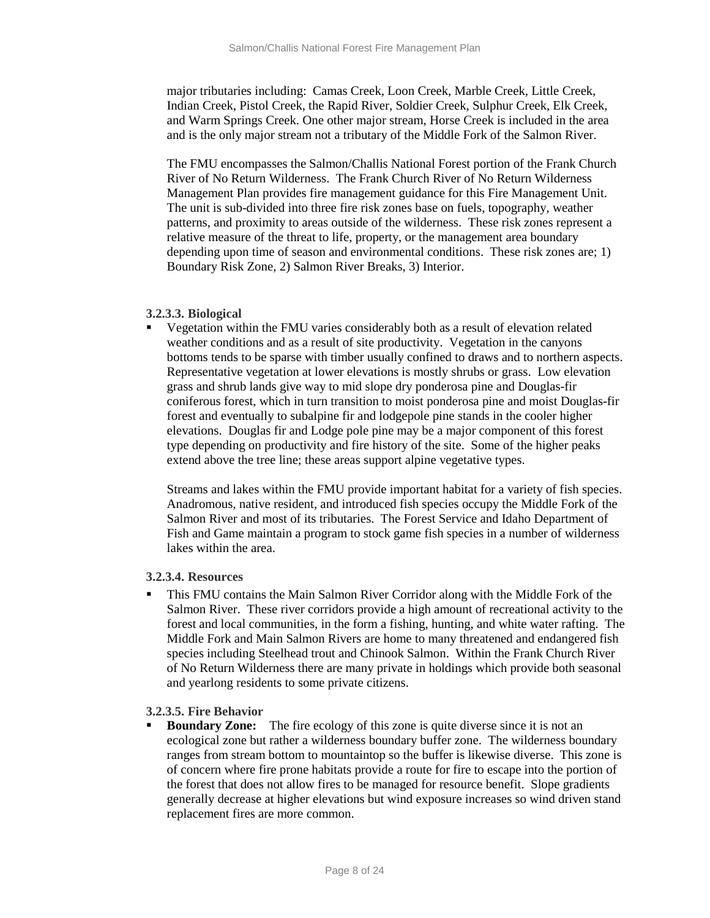major tributaries including: Camas Creek, Loon Creek, Marble Creek, Little Creek, Indian Creek, Pistol Creek, the Rapid River, Soldier Creek, Sulphur Creek, Elk Creek, and Warm Springs Creek. One other major stream, Horse Creek is included in the area and is the only major stream not a tributary of the Middle Fork of the Salmon River.

The FMU encompasses the Salmon/Challis National Forest portion of the Frank Church River of No Return Wilderness. The Frank Church River of No Return Wilderness Management Plan provides fire management guidance for this Fire Management Unit. The unit is sub-divided into three fire risk zones base on fuels, topography, weather patterns, and proximity to areas outside of the wilderness. These risk zones represent a relative measure of the threat to life, property, or the management area boundary depending upon time of season and environmental conditions. These risk zones are; 1) Boundary Risk Zone, 2) Salmon River Breaks, 3) Interior.

#### 3.2.3.3. Biological

- Vegetation within the FMU varies considerably both as a result of elevation related weather conditions and as a result of site productivity. Vegetation in the canyons bottoms tends to be sparse with timber usually confined to draws and to northern aspects. Representative vegetation at lower elevations is mostly shrubs or grass. Low elevation grass and shrub lands give way to mid slope dry ponderosa pine and Douglas-fir coniferous forest, which in turn transition to moist ponderosa pine and moist Douglas-fir forest and eventually to subalpine fir and lodgepole pine stands in the cooler higher elevations. Douglas fir and Lodge pole pine may be a major component of this forest type depending on productivity and fire history of the site. Some of the higher peaks extend above the tree line; these areas support alpine vegetative types.

  Streams and lakes within the FMU provide important habitat for a variety of fish species. Anadromous, native resident, and introduced fish species occupy the Middle Fork of the Salmon River and most of its tributaries. The Forest Service and Idaho Department of Fish and Game maintain a program to stock game fish species in a number of wilderness lakes within the area.

#### 3.2.3.4. Resources

- This FMU contains the Main Salmon River Corridor along with the Middle Fork of the Salmon River. These river corridors provide a high amount of recreational activity to the forest and local communities, in the form a fishing, hunting, and white water rafting. The Middle Fork and Main Salmon Rivers are home to many threatened and endangered fish species including Steelhead trout and Chinook Salmon. Within the Frank Church River of No Return Wilderness there are many private in holdings which provide both seasonal and yearlong residents to some private citizens.

#### 3.2.3.5. Fire Behavior

- **Boundary Zone:** The fire ecology of this zone is quite diverse since it is not an ecological zone but rather a wilderness boundary buffer zone. The wilderness boundary ranges from stream bottom to mountaintop so the buffer is likewise diverse. This zone is of concern where fire prone habitats provide a route for fire to escape into the portion of the forest that does not allow fires to be managed for resource benefit. Slope gradients generally decrease at higher elevations but wind exposure increases so wind driven stand replacement fires are more common.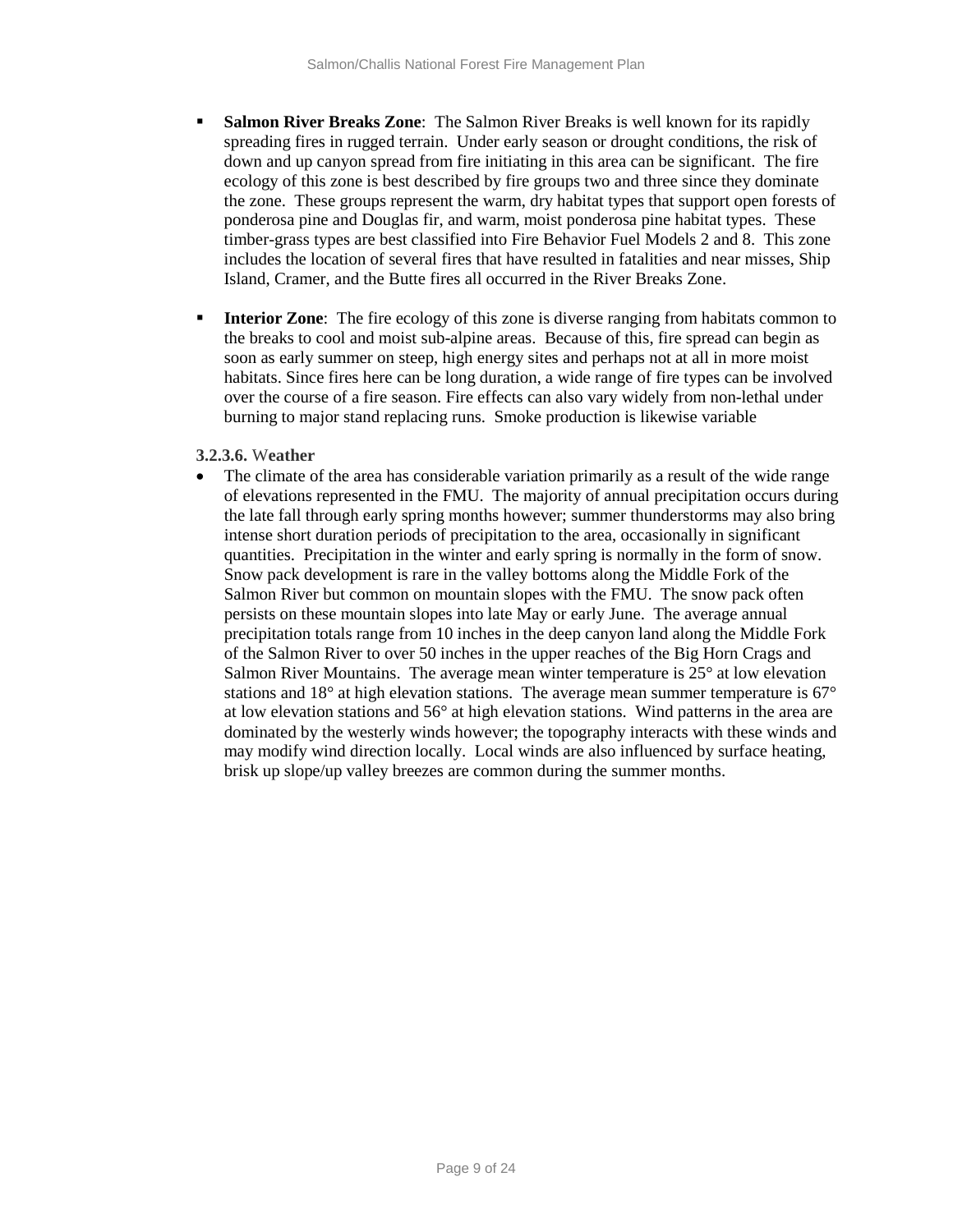- **Salmon River Breaks Zone**: The Salmon River Breaks is well known for its rapidly spreading fires in rugged terrain. Under early season or drought conditions, the risk of down and up canyon spread from fire initiating in this area can be significant. The fire ecology of this zone is best described by fire groups two and three since they dominate the zone. These groups represent the warm, dry habitat types that support open forests of ponderosa pine and Douglas fir, and warm, moist ponderosa pine habitat types. These timber-grass types are best classified into Fire Behavior Fuel Models 2 and 8. This zone includes the location of several fires that have resulted in fatalities and near misses, Ship Island, Cramer, and the Butte fires all occurred in the River Breaks Zone.

- **Interior Zone**: The fire ecology of this zone is diverse ranging from habitats common to the breaks to cool and moist sub-alpine areas. Because of this, fire spread can begin as soon as early summer on steep, high energy sites and perhaps not at all in more moist habitats. Since fires here can be long duration, a wide range of fire types can be involved over the course of a fire season. Fire effects can also vary widely from non-lethal under burning to major stand replacing runs. Smoke production is likewise variable

**3.2.3.6. Weather**

- The climate of the area has considerable variation primarily as a result of the wide range of elevations represented in the FMU. The majority of annual precipitation occurs during the late fall through early spring months however; summer thunderstorms may also bring intense short duration periods of precipitation to the area, occasionally in significant quantities. Precipitation in the winter and early spring is normally in the form of snow. Snow pack development is rare in the valley bottoms along the Middle Fork of the Salmon River but common on mountain slopes with the FMU. The snow pack often persists on these mountain slopes into late May or early June. The average annual precipitation totals range from 10 inches in the deep canyon land along the Middle Fork of the Salmon River to over 50 inches in the upper reaches of the Big Horn Crags and Salmon River Mountains. The average mean winter temperature is 25° at low elevation stations and 18° at high elevation stations. The average mean summer temperature is 67° at low elevation stations and 56° at high elevation stations. Wind patterns in the area are dominated by the westerly winds however; the topography interacts with these winds and may modify wind direction locally. Local winds are also influenced by surface heating, brisk up slope/up valley breezes are common during the summer months.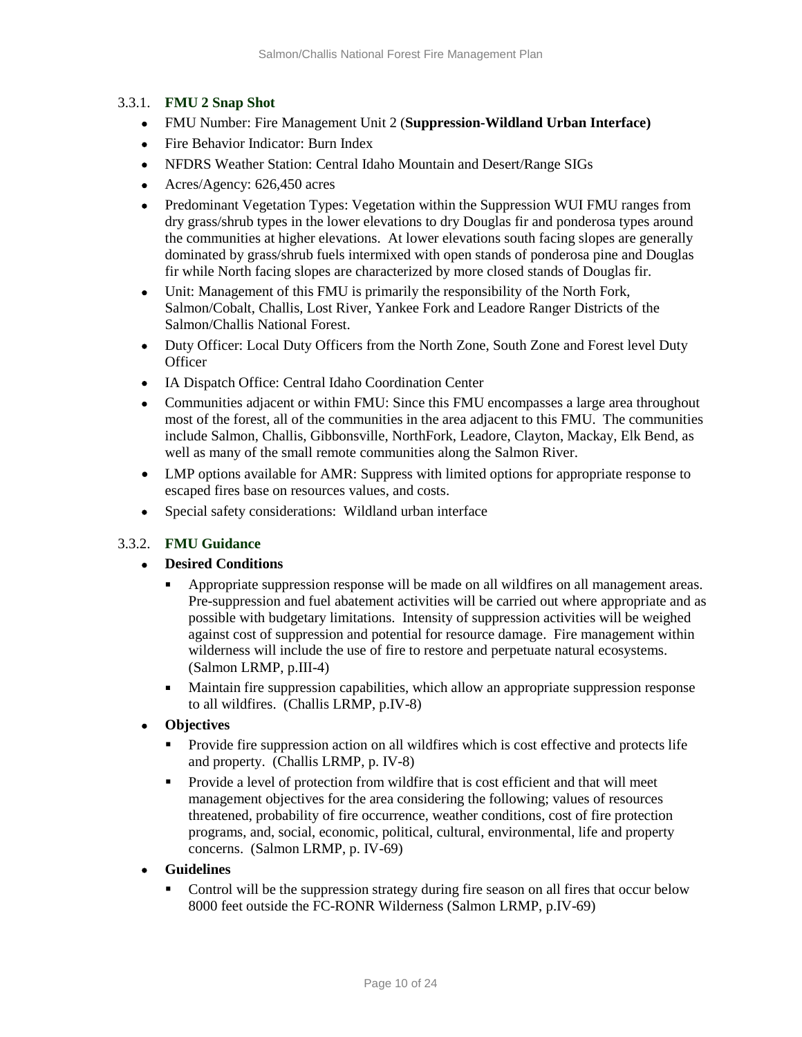### 3.3.1. FMU 2 Snap Shot

- FMU Number: Fire Management Unit 2 (**Suppression-Wildland Urban Interface)**
- Fire Behavior Indicator: Burn Index
- NFDRS Weather Station: Central Idaho Mountain and Desert/Range SIGs
- Acres/Agency: 626,450 acres
- Predominant Vegetation Types: Vegetation within the Suppression WUI FMU ranges from dry grass/shrub types in the lower elevations to dry Douglas fir and ponderosa types around the communities at higher elevations. At lower elevations south facing slopes are generally dominated by grass/shrub fuels intermixed with open stands of ponderosa pine and Douglas fir while North facing slopes are characterized by more closed stands of Douglas fir.
- Unit: Management of this FMU is primarily the responsibility of the North Fork, Salmon/Cobalt, Challis, Lost River, Yankee Fork and Leadore Ranger Districts of the Salmon/Challis National Forest.
- Duty Officer: Local Duty Officers from the North Zone, South Zone and Forest level Duty Officer
- IA Dispatch Office: Central Idaho Coordination Center
- Communities adjacent or within FMU: Since this FMU encompasses a large area throughout most of the forest, all of the communities in the area adjacent to this FMU. The communities include Salmon, Challis, Gibbonsville, NorthFork, Leadore, Clayton, Mackay, Elk Bend, as well as many of the small remote communities along the Salmon River.
- LMP options available for AMR: Suppress with limited options for appropriate response to escaped fires base on resources values, and costs.
- Special safety considerations: Wildland urban interface

### 3.3.2. FMU Guidance

- **Desired Conditions**
  - Appropriate suppression response will be made on all wildfires on all management areas. Pre-suppression and fuel abatement activities will be carried out where appropriate and as possible with budgetary limitations. Intensity of suppression activities will be weighed against cost of suppression and potential for resource damage. Fire management within wilderness will include the use of fire to restore and perpetuate natural ecosystems. (Salmon LRMP, p.III-4)
  - Maintain fire suppression capabilities, which allow an appropriate suppression response to all wildfires. (Challis LRMP, p.IV-8)
- **Objectives**
  - Provide fire suppression action on all wildfires which is cost effective and protects life and property. (Challis LRMP, p. IV-8)
  - Provide a level of protection from wildfire that is cost efficient and that will meet management objectives for the area considering the following; values of resources threatened, probability of fire occurrence, weather conditions, cost of fire protection programs, and, social, economic, political, cultural, environmental, life and property concerns. (Salmon LRMP, p. IV-69)
- **Guidelines**
  - Control will be the suppression strategy during fire season on all fires that occur below 8000 feet outside the FC-RONR Wilderness (Salmon LRMP, p.IV-69)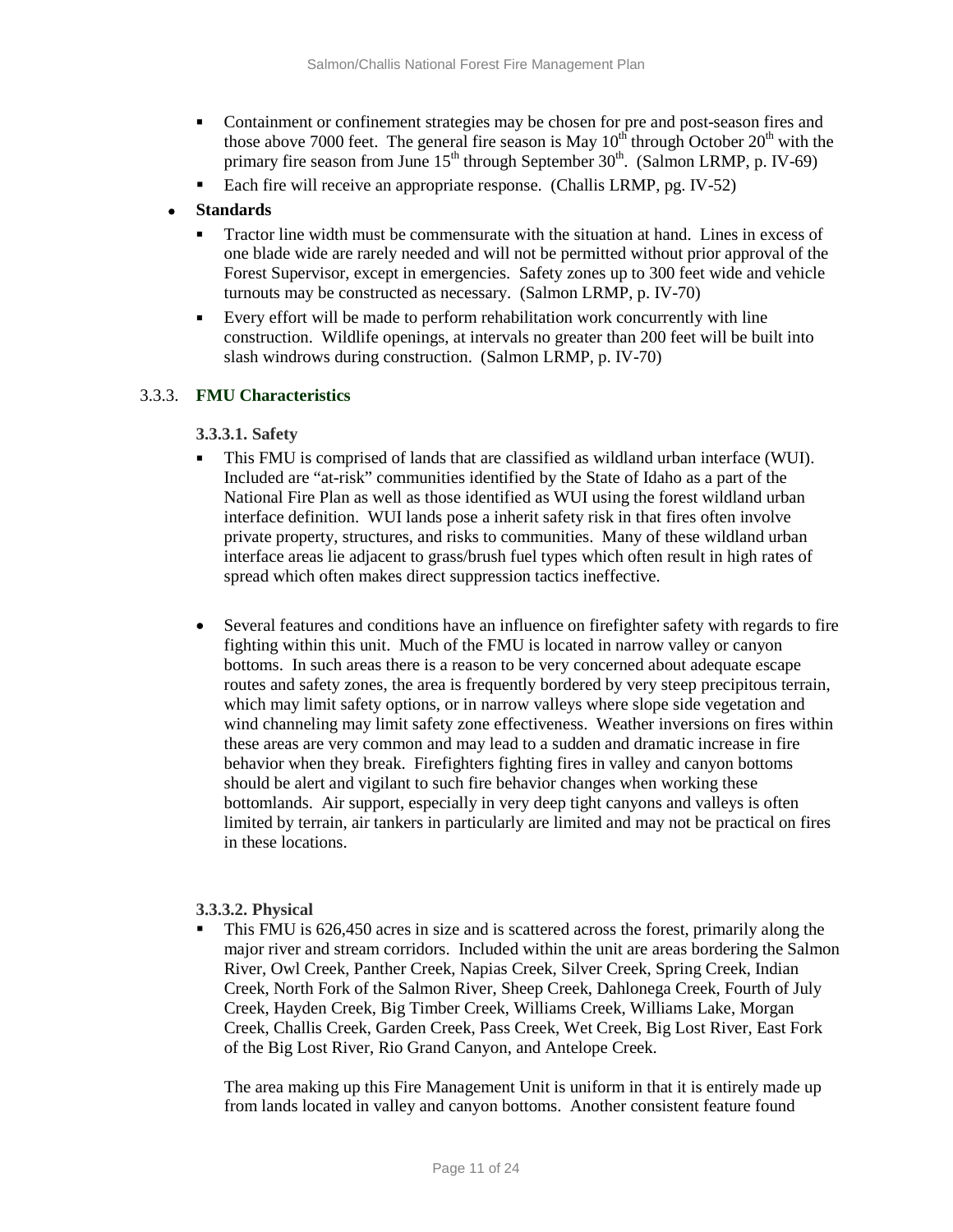- Containment or confinement strategies may be chosen for pre and post-season fires and those above 7000 feet. The general fire season is May 10th through October 20th with the primary fire season from June 15th through September 30th. (Salmon LRMP, p. IV-69)
- Each fire will receive an appropriate response. (Challis LRMP, pg. IV-52)

- **Standards**
  - Tractor line width must be commensurate with the situation at hand. Lines in excess of one blade wide are rarely needed and will not be permitted without prior approval of the Forest Supervisor, except in emergencies. Safety zones up to 300 feet wide and vehicle turnouts may be constructed as necessary. (Salmon LRMP, p. IV-70)
  - Every effort will be made to perform rehabilitation work concurrently with line construction. Wildlife openings, at intervals no greater than 200 feet will be built into slash windrows during construction. (Salmon LRMP, p. IV-70)

### 3.3.3. FMU Characteristics

#### 3.3.3.1. Safety

- This FMU is comprised of lands that are classified as wildland urban interface (WUI). Included are "at-risk" communities identified by the State of Idaho as a part of the National Fire Plan as well as those identified as WUI using the forest wildland urban interface definition. WUI lands pose a inherit safety risk in that fires often involve private property, structures, and risks to communities. Many of these wildland urban interface areas lie adjacent to grass/brush fuel types which often result in high rates of spread which often makes direct suppression tactics ineffective.

- Several features and conditions have an influence on firefighter safety with regards to fire fighting within this unit. Much of the FMU is located in narrow valley or canyon bottoms. In such areas there is a reason to be very concerned about adequate escape routes and safety zones, the area is frequently bordered by very steep precipitous terrain, which may limit safety options, or in narrow valleys where slope side vegetation and wind channeling may limit safety zone effectiveness. Weather inversions on fires within these areas are very common and may lead to a sudden and dramatic increase in fire behavior when they break. Firefighters fighting fires in valley and canyon bottoms should be alert and vigilant to such fire behavior changes when working these bottomlands. Air support, especially in very deep tight canyons and valleys is often limited by terrain, air tankers in particularly are limited and may not be practical on fires in these locations.

#### 3.3.3.2. Physical

- This FMU is 626,450 acres in size and is scattered across the forest, primarily along the major river and stream corridors. Included within the unit are areas bordering the Salmon River, Owl Creek, Panther Creek, Napias Creek, Silver Creek, Spring Creek, Indian Creek, North Fork of the Salmon River, Sheep Creek, Dahlonega Creek, Fourth of July Creek, Hayden Creek, Big Timber Creek, Williams Creek, Williams Lake, Morgan Creek, Challis Creek, Garden Creek, Pass Creek, Wet Creek, Big Lost River, East Fork of the Big Lost River, Rio Grand Canyon, and Antelope Creek.

  The area making up this Fire Management Unit is uniform in that it is entirely made up from lands located in valley and canyon bottoms. Another consistent feature found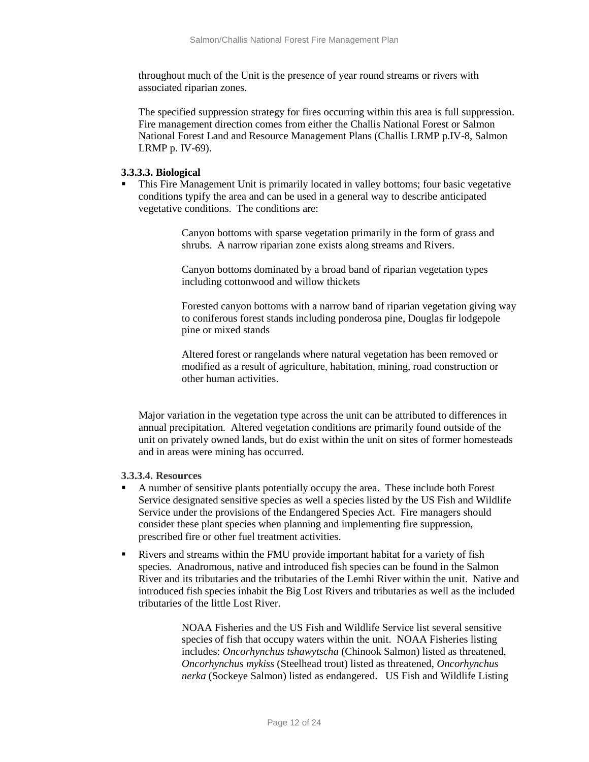throughout much of the Unit is the presence of year round streams or rivers with associated riparian zones.

The specified suppression strategy for fires occurring within this area is full suppression. Fire management direction comes from either the Challis National Forest or Salmon National Forest Land and Resource Management Plans (Challis LRMP p.IV-8, Salmon LRMP p. IV-69).

#### 3.3.3.3. Biological

- This Fire Management Unit is primarily located in valley bottoms; four basic vegetative conditions typify the area and can be used in a general way to describe anticipated vegetative conditions. The conditions are:

  Canyon bottoms with sparse vegetation primarily in the form of grass and shrubs. A narrow riparian zone exists along streams and Rivers.

  Canyon bottoms dominated by a broad band of riparian vegetation types including cottonwood and willow thickets

  Forested canyon bottoms with a narrow band of riparian vegetation giving way to coniferous forest stands including ponderosa pine, Douglas fir lodgepole pine or mixed stands

  Altered forest or rangelands where natural vegetation has been removed or modified as a result of agriculture, habitation, mining, road construction or other human activities.

Major variation in the vegetation type across the unit can be attributed to differences in annual precipitation. Altered vegetation conditions are primarily found outside of the unit on privately owned lands, but do exist within the unit on sites of former homesteads and in areas were mining has occurred.

#### 3.3.3.4. Resources

- A number of sensitive plants potentially occupy the area. These include both Forest Service designated sensitive species as well a species listed by the US Fish and Wildlife Service under the provisions of the Endangered Species Act. Fire managers should consider these plant species when planning and implementing fire suppression, prescribed fire or other fuel treatment activities.
- Rivers and streams within the FMU provide important habitat for a variety of fish species. Anadromous, native and introduced fish species can be found in the Salmon River and its tributaries and the tributaries of the Lemhi River within the unit. Native and introduced fish species inhabit the Big Lost Rivers and tributaries as well as the included tributaries of the little Lost River.

  NOAA Fisheries and the US Fish and Wildlife Service list several sensitive species of fish that occupy waters within the unit. NOAA Fisheries listing includes: *Oncorhynchus tshawytscha* (Chinook Salmon) listed as threatened, *Oncorhynchus mykiss* (Steelhead trout) listed as threatened, *Oncorhynchus nerka* (Sockeye Salmon) listed as endangered. US Fish and Wildlife Listing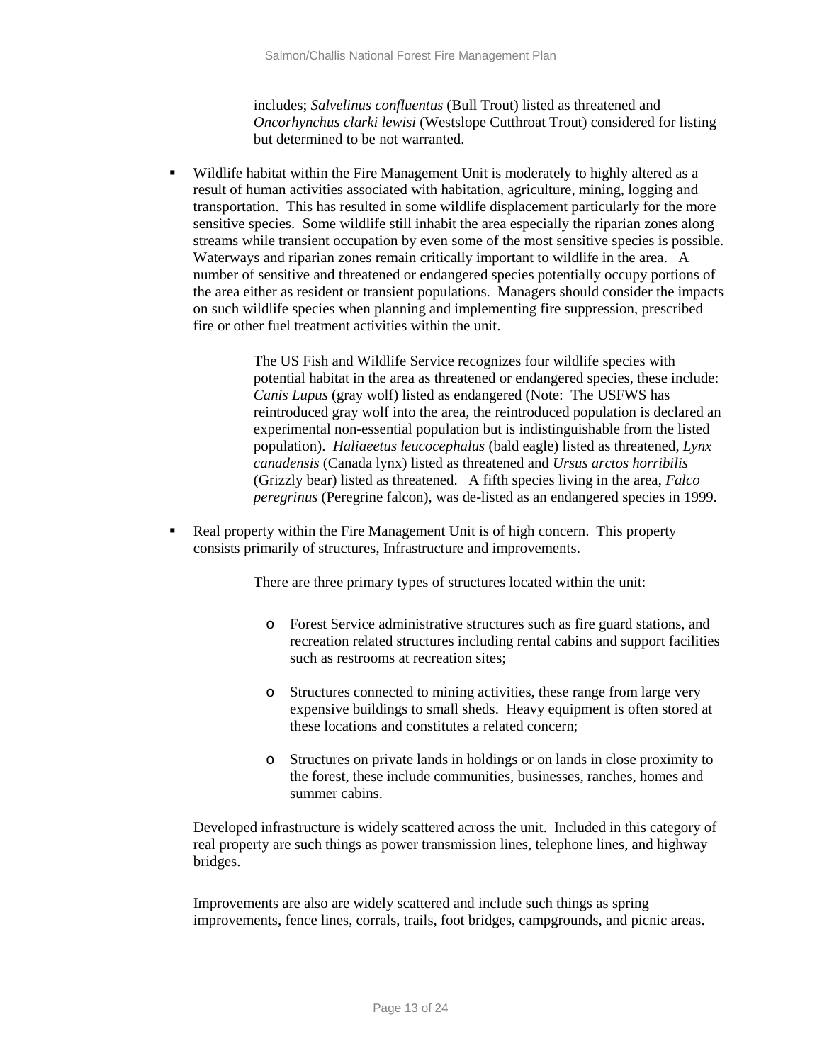includes; *Salvelinus confluentus* (Bull Trout) listed as threatened and *Oncorhynchus clarki lewisi* (Westslope Cutthroat Trout) considered for listing but determined to be not warranted.

- Wildlife habitat within the Fire Management Unit is moderately to highly altered as a result of human activities associated with habitation, agriculture, mining, logging and transportation. This has resulted in some wildlife displacement particularly for the more sensitive species. Some wildlife still inhabit the area especially the riparian zones along streams while transient occupation by even some of the most sensitive species is possible. Waterways and riparian zones remain critically important to wildlife in the area. A number of sensitive and threatened or endangered species potentially occupy portions of the area either as resident or transient populations. Managers should consider the impacts on such wildlife species when planning and implementing fire suppression, prescribed fire or other fuel treatment activities within the unit.

  The US Fish and Wildlife Service recognizes four wildlife species with potential habitat in the area as threatened or endangered species, these include: *Canis Lupus* (gray wolf) listed as endangered (Note: The USFWS has reintroduced gray wolf into the area, the reintroduced population is declared an experimental non-essential population but is indistinguishable from the listed population). *Haliaeetus leucocephalus* (bald eagle) listed as threatened, *Lynx canadensis* (Canada lynx) listed as threatened and *Ursus arctos horribilis* (Grizzly bear) listed as threatened. A fifth species living in the area, *Falco peregrinus* (Peregrine falcon), was de-listed as an endangered species in 1999.

- Real property within the Fire Management Unit is of high concern. This property consists primarily of structures, Infrastructure and improvements.

  There are three primary types of structures located within the unit:

  - Forest Service administrative structures such as fire guard stations, and recreation related structures including rental cabins and support facilities such as restrooms at recreation sites;
  - Structures connected to mining activities, these range from large very expensive buildings to small sheds. Heavy equipment is often stored at these locations and constitutes a related concern;
  - Structures on private lands in holdings or on lands in close proximity to the forest, these include communities, businesses, ranches, homes and summer cabins.

  Developed infrastructure is widely scattered across the unit. Included in this category of real property are such things as power transmission lines, telephone lines, and highway bridges.

  Improvements are also are widely scattered and include such things as spring improvements, fence lines, corrals, trails, foot bridges, campgrounds, and picnic areas.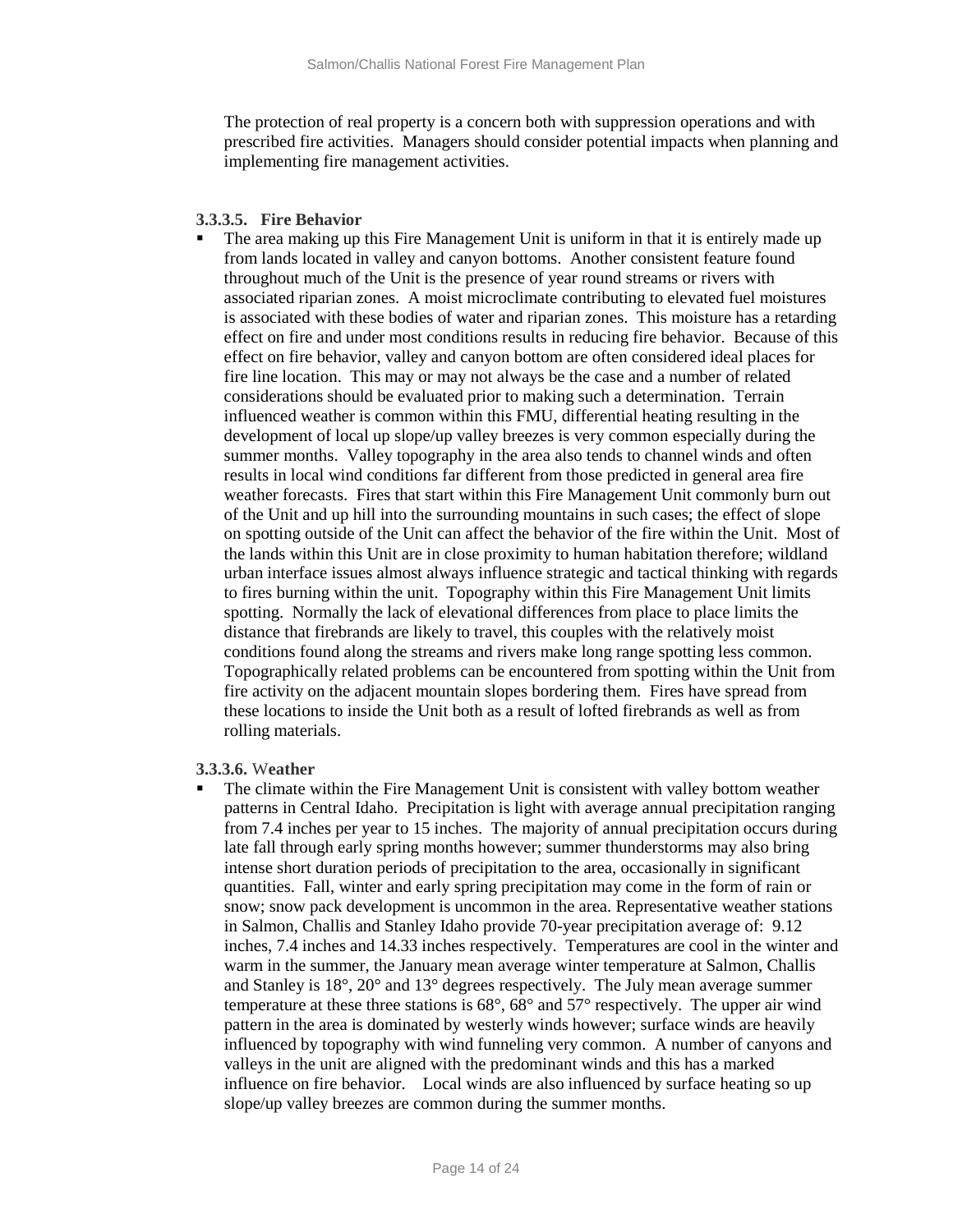The protection of real property is a concern both with suppression operations and with prescribed fire activities. Managers should consider potential impacts when planning and implementing fire management activities.

#### 3.3.3.5. Fire Behavior

- The area making up this Fire Management Unit is uniform in that it is entirely made up from lands located in valley and canyon bottoms. Another consistent feature found throughout much of the Unit is the presence of year round streams or rivers with associated riparian zones. A moist microclimate contributing to elevated fuel moistures is associated with these bodies of water and riparian zones. This moisture has a retarding effect on fire and under most conditions results in reducing fire behavior. Because of this effect on fire behavior, valley and canyon bottom are often considered ideal places for fire line location. This may or may not always be the case and a number of related considerations should be evaluated prior to making such a determination. Terrain influenced weather is common within this FMU, differential heating resulting in the development of local up slope/up valley breezes is very common especially during the summer months. Valley topography in the area also tends to channel winds and often results in local wind conditions far different from those predicted in general area fire weather forecasts. Fires that start within this Fire Management Unit commonly burn out of the Unit and up hill into the surrounding mountains in such cases; the effect of slope on spotting outside of the Unit can affect the behavior of the fire within the Unit. Most of the lands within this Unit are in close proximity to human habitation therefore; wildland urban interface issues almost always influence strategic and tactical thinking with regards to fires burning within the unit. Topography within this Fire Management Unit limits spotting. Normally the lack of elevational differences from place to place limits the distance that firebrands are likely to travel, this couples with the relatively moist conditions found along the streams and rivers make long range spotting less common. Topographically related problems can be encountered from spotting within the Unit from fire activity on the adjacent mountain slopes bordering them. Fires have spread from these locations to inside the Unit both as a result of lofted firebrands as well as from rolling materials.

#### 3.3.3.6. Weather

- The climate within the Fire Management Unit is consistent with valley bottom weather patterns in Central Idaho. Precipitation is light with average annual precipitation ranging from 7.4 inches per year to 15 inches. The majority of annual precipitation occurs during late fall through early spring months however; summer thunderstorms may also bring intense short duration periods of precipitation to the area, occasionally in significant quantities. Fall, winter and early spring precipitation may come in the form of rain or snow; snow pack development is uncommon in the area. Representative weather stations in Salmon, Challis and Stanley Idaho provide 70-year precipitation average of: 9.12 inches, 7.4 inches and 14.33 inches respectively. Temperatures are cool in the winter and warm in the summer, the January mean average winter temperature at Salmon, Challis and Stanley is 18°, 20° and 13° degrees respectively. The July mean average summer temperature at these three stations is 68°, 68° and 57° respectively. The upper air wind pattern in the area is dominated by westerly winds however; surface winds are heavily influenced by topography with wind funneling very common. A number of canyons and valleys in the unit are aligned with the predominant winds and this has a marked influence on fire behavior. Local winds are also influenced by surface heating so up slope/up valley breezes are common during the summer months.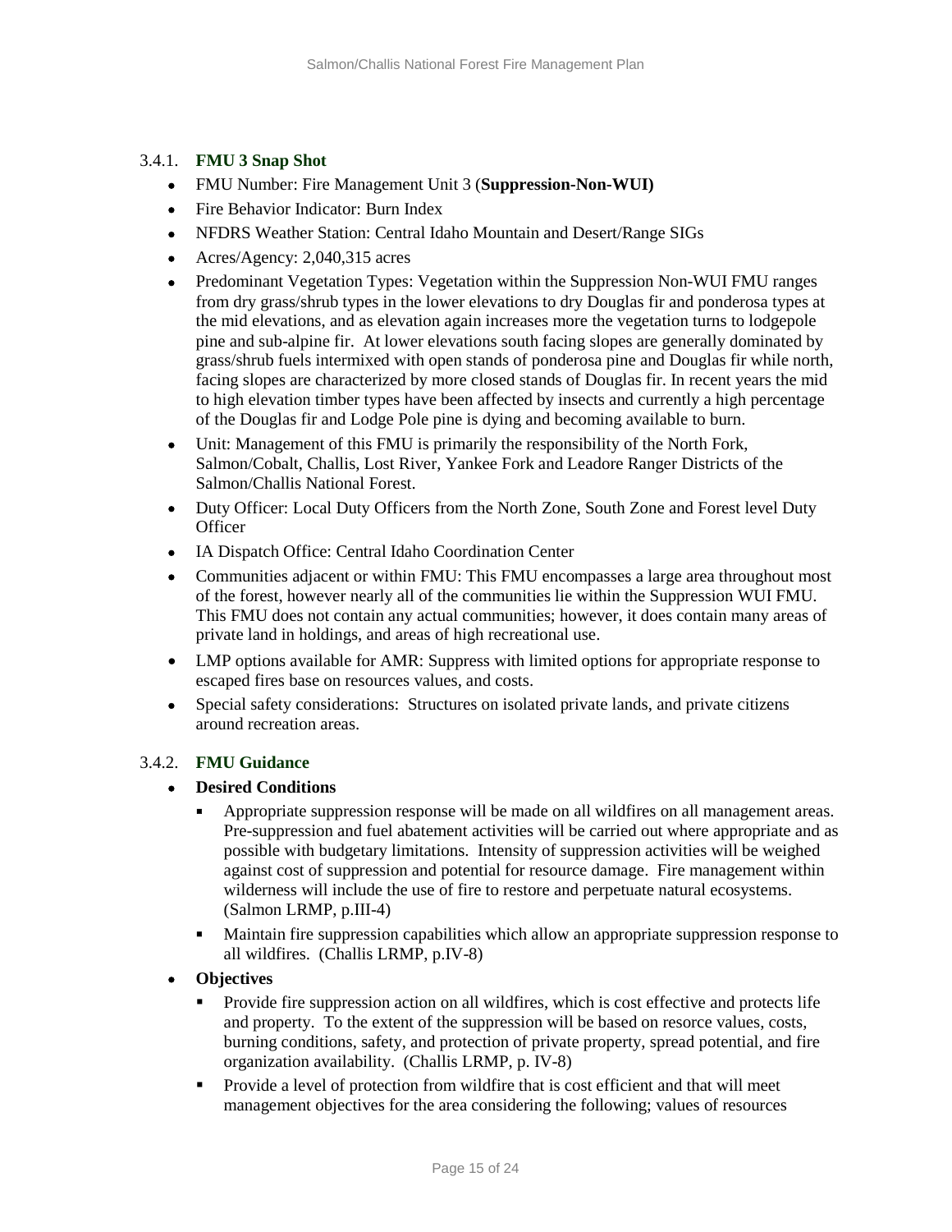### 3.4.1. **FMU 3 Snap Shot**

- FMU Number: Fire Management Unit 3 (**Suppression-Non-WUI)**
- Fire Behavior Indicator: Burn Index
- NFDRS Weather Station: Central Idaho Mountain and Desert/Range SIGs
- Acres/Agency: 2,040,315 acres
- Predominant Vegetation Types: Vegetation within the Suppression Non-WUI FMU ranges from dry grass/shrub types in the lower elevations to dry Douglas fir and ponderosa types at the mid elevations, and as elevation again increases more the vegetation turns to lodgepole pine and sub-alpine fir. At lower elevations south facing slopes are generally dominated by grass/shrub fuels intermixed with open stands of ponderosa pine and Douglas fir while north, facing slopes are characterized by more closed stands of Douglas fir. In recent years the mid to high elevation timber types have been affected by insects and currently a high percentage of the Douglas fir and Lodge Pole pine is dying and becoming available to burn.
- Unit: Management of this FMU is primarily the responsibility of the North Fork, Salmon/Cobalt, Challis, Lost River, Yankee Fork and Leadore Ranger Districts of the Salmon/Challis National Forest.
- Duty Officer: Local Duty Officers from the North Zone, South Zone and Forest level Duty Officer
- IA Dispatch Office: Central Idaho Coordination Center
- Communities adjacent or within FMU: This FMU encompasses a large area throughout most of the forest, however nearly all of the communities lie within the Suppression WUI FMU. This FMU does not contain any actual communities; however, it does contain many areas of private land in holdings, and areas of high recreational use.
- LMP options available for AMR: Suppress with limited options for appropriate response to escaped fires base on resources values, and costs.
- Special safety considerations: Structures on isolated private lands, and private citizens around recreation areas.

### 3.4.2. **FMU Guidance**

- **Desired Conditions**
  - Appropriate suppression response will be made on all wildfires on all management areas. Pre-suppression and fuel abatement activities will be carried out where appropriate and as possible with budgetary limitations. Intensity of suppression activities will be weighed against cost of suppression and potential for resource damage. Fire management within wilderness will include the use of fire to restore and perpetuate natural ecosystems. (Salmon LRMP, p.III-4)
  - Maintain fire suppression capabilities which allow an appropriate suppression response to all wildfires. (Challis LRMP, p.IV-8)
- **Objectives**
  - Provide fire suppression action on all wildfires, which is cost effective and protects life and property. To the extent of the suppression will be based on resorce values, costs, burning conditions, safety, and protection of private property, spread potential, and fire organization availability. (Challis LRMP, p. IV-8)
  - Provide a level of protection from wildfire that is cost efficient and that will meet management objectives for the area considering the following; values of resources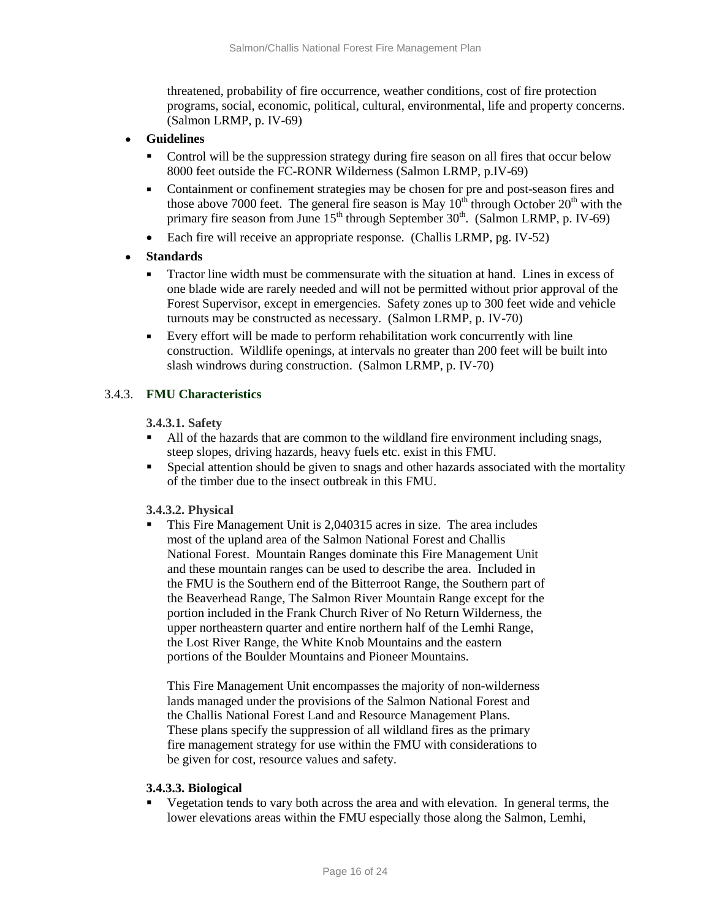threatened, probability of fire occurrence, weather conditions, cost of fire protection programs, social, economic, political, cultural, environmental, life and property concerns. (Salmon LRMP, p. IV-69)

- **Guidelines**
  - Control will be the suppression strategy during fire season on all fires that occur below 8000 feet outside the FC-RONR Wilderness (Salmon LRMP, p.IV-69)
  - Containment or confinement strategies may be chosen for pre and post-season fires and those above 7000 feet. The general fire season is May 10th through October 20th with the primary fire season from June 15th through September 30th. (Salmon LRMP, p. IV-69)
  - Each fire will receive an appropriate response. (Challis LRMP, pg. IV-52)
- **Standards**
  - Tractor line width must be commensurate with the situation at hand. Lines in excess of one blade wide are rarely needed and will not be permitted without prior approval of the Forest Supervisor, except in emergencies. Safety zones up to 300 feet wide and vehicle turnouts may be constructed as necessary. (Salmon LRMP, p. IV-70)
  - Every effort will be made to perform rehabilitation work concurrently with line construction. Wildlife openings, at intervals no greater than 200 feet will be built into slash windrows during construction. (Salmon LRMP, p. IV-70)

### 3.4.3. FMU Characteristics

#### 3.4.3.1. Safety

- All of the hazards that are common to the wildland fire environment including snags, steep slopes, driving hazards, heavy fuels etc. exist in this FMU.
- Special attention should be given to snags and other hazards associated with the mortality of the timber due to the insect outbreak in this FMU.

#### 3.4.3.2. Physical

- This Fire Management Unit is 2,040315 acres in size. The area includes most of the upland area of the Salmon National Forest and Challis National Forest. Mountain Ranges dominate this Fire Management Unit and these mountain ranges can be used to describe the area. Included in the FMU is the Southern end of the Bitterroot Range, the Southern part of the Beaverhead Range, The Salmon River Mountain Range except for the portion included in the Frank Church River of No Return Wilderness, the upper northeastern quarter and entire northern half of the Lemhi Range, the Lost River Range, the White Knob Mountains and the eastern portions of the Boulder Mountains and Pioneer Mountains.

  This Fire Management Unit encompasses the majority of non-wilderness lands managed under the provisions of the Salmon National Forest and the Challis National Forest Land and Resource Management Plans. These plans specify the suppression of all wildland fires as the primary fire management strategy for use within the FMU with considerations to be given for cost, resource values and safety.

#### 3.4.3.3. Biological

- Vegetation tends to vary both across the area and with elevation. In general terms, the lower elevations areas within the FMU especially those along the Salmon, Lemhi,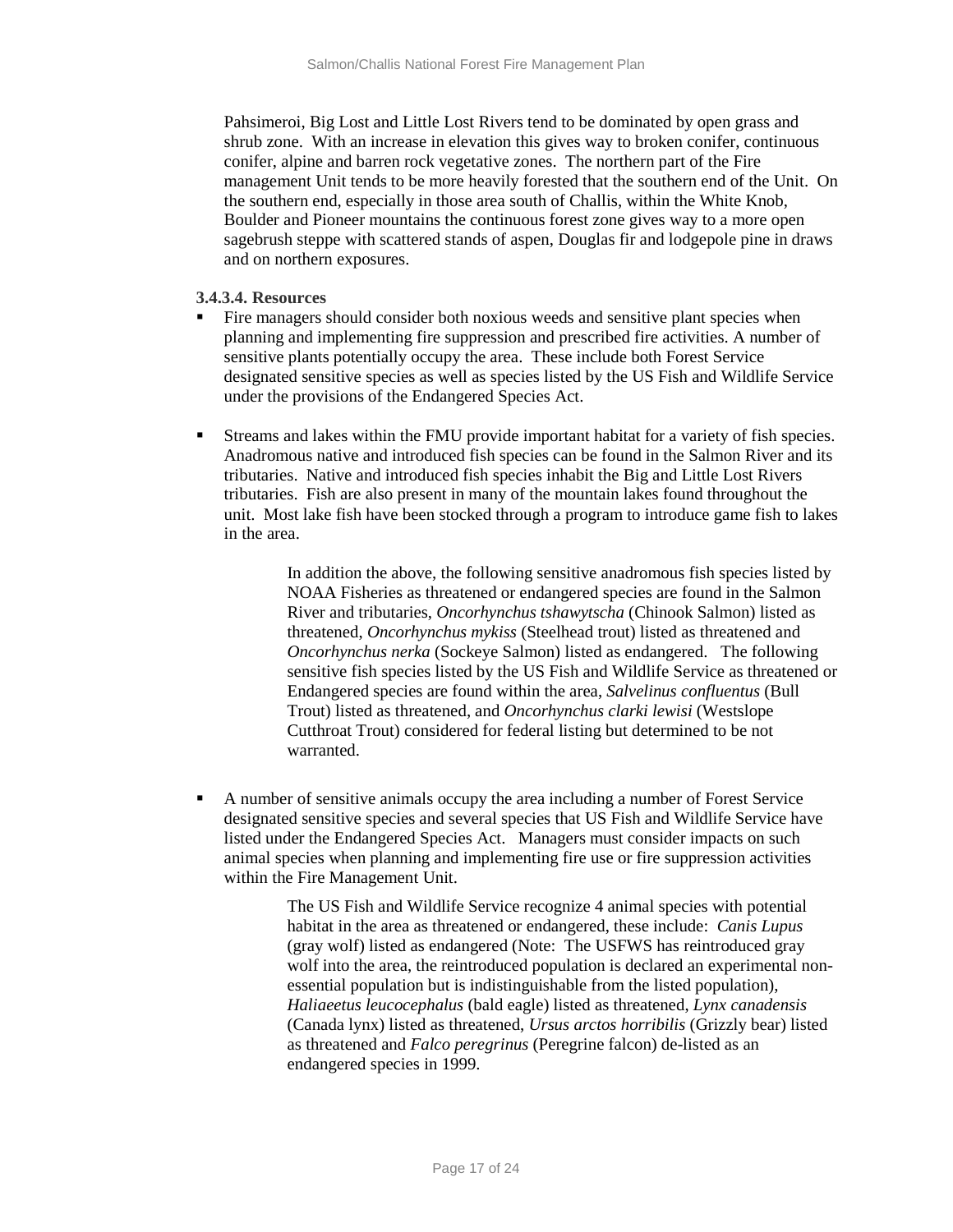Pahsimeroi, Big Lost and Little Lost Rivers tend to be dominated by open grass and shrub zone. With an increase in elevation this gives way to broken conifer, continuous conifer, alpine and barren rock vegetative zones. The northern part of the Fire management Unit tends to be more heavily forested that the southern end of the Unit. On the southern end, especially in those area south of Challis, within the White Knob, Boulder and Pioneer mountains the continuous forest zone gives way to a more open sagebrush steppe with scattered stands of aspen, Douglas fir and lodgepole pine in draws and on northern exposures.

**3.4.3.4. Resources**

- Fire managers should consider both noxious weeds and sensitive plant species when planning and implementing fire suppression and prescribed fire activities. A number of sensitive plants potentially occupy the area. These include both Forest Service designated sensitive species as well as species listed by the US Fish and Wildlife Service under the provisions of the Endangered Species Act.

- Streams and lakes within the FMU provide important habitat for a variety of fish species. Anadromous native and introduced fish species can be found in the Salmon River and its tributaries. Native and introduced fish species inhabit the Big and Little Lost Rivers tributaries. Fish are also present in many of the mountain lakes found throughout the unit. Most lake fish have been stocked through a program to introduce game fish to lakes in the area.

    In addition the above, the following sensitive anadromous fish species listed by NOAA Fisheries as threatened or endangered species are found in the Salmon River and tributaries, *Oncorhynchus tshawytscha* (Chinook Salmon) listed as threatened, *Oncorhynchus mykiss* (Steelhead trout) listed as threatened and *Oncorhynchus nerka* (Sockeye Salmon) listed as endangered. The following sensitive fish species listed by the US Fish and Wildlife Service as threatened or Endangered species are found within the area, *Salvelinus confluentus* (Bull Trout) listed as threatened, and *Oncorhynchus clarki lewisi* (Westslope Cutthroat Trout) considered for federal listing but determined to be not warranted.

- A number of sensitive animals occupy the area including a number of Forest Service designated sensitive species and several species that US Fish and Wildlife Service have listed under the Endangered Species Act. Managers must consider impacts on such animal species when planning and implementing fire use or fire suppression activities within the Fire Management Unit.

    The US Fish and Wildlife Service recognize 4 animal species with potential habitat in the area as threatened or endangered, these include: *Canis Lupus* (gray wolf) listed as endangered (Note: The USFWS has reintroduced gray wolf into the area, the reintroduced population is declared an experimental non-essential population but is indistinguishable from the listed population), *Haliaeetus leucocephalus* (bald eagle) listed as threatened, *Lynx canadensis* (Canada lynx) listed as threatened, *Ursus arctos horribilis* (Grizzly bear) listed as threatened and *Falco peregrinus* (Peregrine falcon) de-listed as an endangered species in 1999.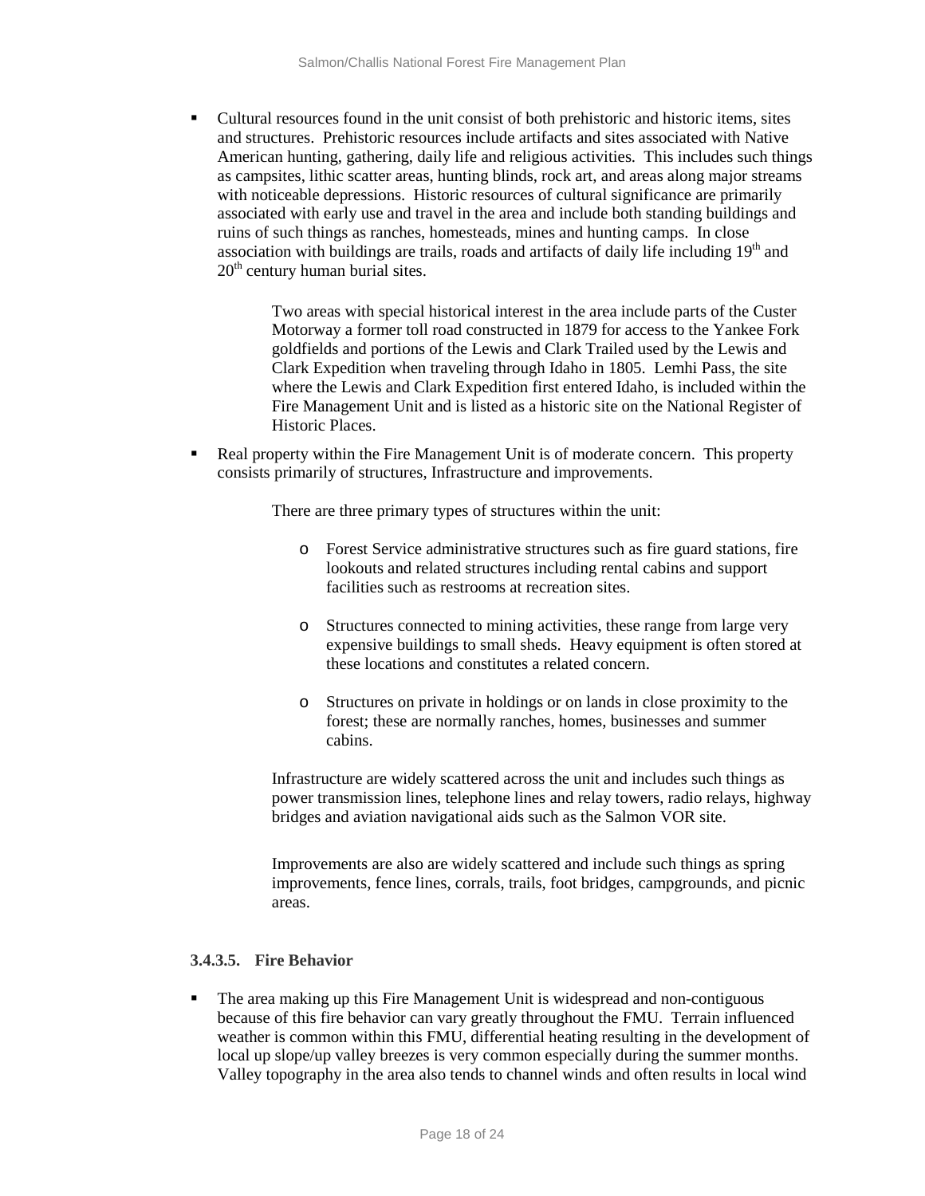- Cultural resources found in the unit consist of both prehistoric and historic items, sites and structures. Prehistoric resources include artifacts and sites associated with Native American hunting, gathering, daily life and religious activities. This includes such things as campsites, lithic scatter areas, hunting blinds, rock art, and areas along major streams with noticeable depressions. Historic resources of cultural significance are primarily associated with early use and travel in the area and include both standing buildings and ruins of such things as ranches, homesteads, mines and hunting camps. In close association with buildings are trails, roads and artifacts of daily life including 19th and 20th century human burial sites.

  Two areas with special historical interest in the area include parts of the Custer Motorway a former toll road constructed in 1879 for access to the Yankee Fork goldfields and portions of the Lewis and Clark Trailed used by the Lewis and Clark Expedition when traveling through Idaho in 1805. Lemhi Pass, the site where the Lewis and Clark Expedition first entered Idaho, is included within the Fire Management Unit and is listed as a historic site on the National Register of Historic Places.

- Real property within the Fire Management Unit is of moderate concern. This property consists primarily of structures, Infrastructure and improvements.

  There are three primary types of structures within the unit:

  - Forest Service administrative structures such as fire guard stations, fire lookouts and related structures including rental cabins and support facilities such as restrooms at recreation sites.

  - Structures connected to mining activities, these range from large very expensive buildings to small sheds. Heavy equipment is often stored at these locations and constitutes a related concern.

  - Structures on private in holdings or on lands in close proximity to the forest; these are normally ranches, homes, businesses and summer cabins.

  Infrastructure are widely scattered across the unit and includes such things as power transmission lines, telephone lines and relay towers, radio relays, highway bridges and aviation navigational aids such as the Salmon VOR site.

  Improvements are also are widely scattered and include such things as spring improvements, fence lines, corrals, trails, foot bridges, campgrounds, and picnic areas.

#### 3.4.3.5. Fire Behavior

- The area making up this Fire Management Unit is widespread and non-contiguous because of this fire behavior can vary greatly throughout the FMU. Terrain influenced weather is common within this FMU, differential heating resulting in the development of local up slope/up valley breezes is very common especially during the summer months. Valley topography in the area also tends to channel winds and often results in local wind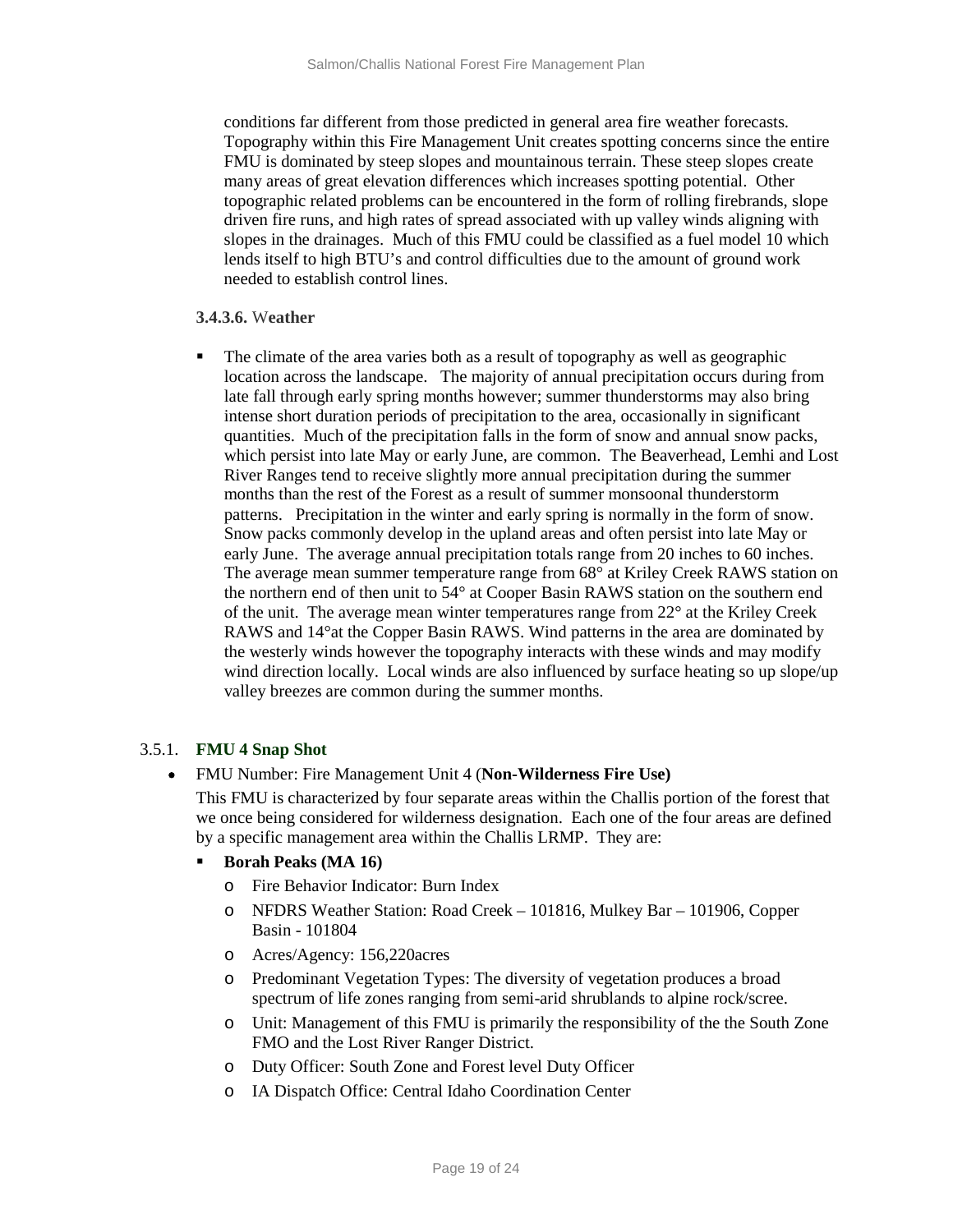conditions far different from those predicted in general area fire weather forecasts. Topography within this Fire Management Unit creates spotting concerns since the entire FMU is dominated by steep slopes and mountainous terrain. These steep slopes create many areas of great elevation differences which increases spotting potential. Other topographic related problems can be encountered in the form of rolling firebrands, slope driven fire runs, and high rates of spread associated with up valley winds aligning with slopes in the drainages. Much of this FMU could be classified as a fuel model 10 which lends itself to high BTU's and control difficulties due to the amount of ground work needed to establish control lines.

#### 3.4.3.6. Weather

- The climate of the area varies both as a result of topography as well as geographic location across the landscape. The majority of annual precipitation occurs during from late fall through early spring months however; summer thunderstorms may also bring intense short duration periods of precipitation to the area, occasionally in significant quantities. Much of the precipitation falls in the form of snow and annual snow packs, which persist into late May or early June, are common. The Beaverhead, Lemhi and Lost River Ranges tend to receive slightly more annual precipitation during the summer months than the rest of the Forest as a result of summer monsoonal thunderstorm patterns. Precipitation in the winter and early spring is normally in the form of snow. Snow packs commonly develop in the upland areas and often persist into late May or early June. The average annual precipitation totals range from 20 inches to 60 inches. The average mean summer temperature range from 68° at Kriley Creek RAWS station on the northern end of then unit to 54° at Cooper Basin RAWS station on the southern end of the unit. The average mean winter temperatures range from 22° at the Kriley Creek RAWS and 14°at the Copper Basin RAWS. Wind patterns in the area are dominated by the westerly winds however the topography interacts with these winds and may modify wind direction locally. Local winds are also influenced by surface heating so up slope/up valley breezes are common during the summer months.

### 3.5.1. FMU 4 Snap Shot

- FMU Number: Fire Management Unit 4 (**Non-Wilderness Fire Use)**

  This FMU is characterized by four separate areas within the Challis portion of the forest that we once being considered for wilderness designation. Each one of the four areas are defined by a specific management area within the Challis LRMP. They are:

  - **Borah Peaks (MA 16)**
    - Fire Behavior Indicator: Burn Index
    - NFDRS Weather Station: Road Creek – 101816, Mulkey Bar – 101906, Copper Basin - 101804
    - Acres/Agency: 156,220acres
    - Predominant Vegetation Types: The diversity of vegetation produces a broad spectrum of life zones ranging from semi-arid shrublands to alpine rock/scree.
    - Unit: Management of this FMU is primarily the responsibility of the the South Zone FMO and the Lost River Ranger District.
    - Duty Officer: South Zone and Forest level Duty Officer
    - IA Dispatch Office: Central Idaho Coordination Center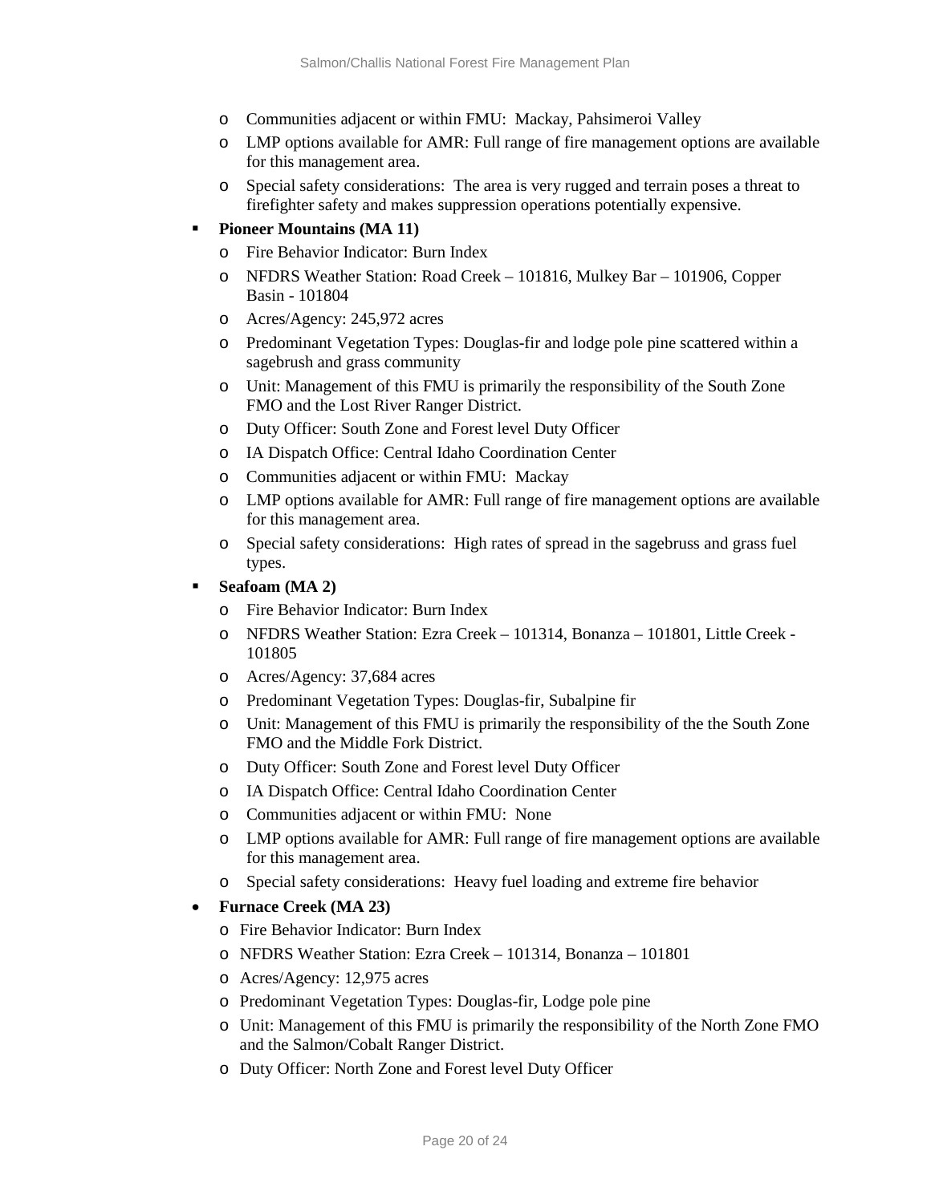- Communities adjacent or within FMU:  Mackay, Pahsimeroi Valley
  - LMP options available for AMR: Full range of fire management options are available for this management area.
  - Special safety considerations:  The area is very rugged and terrain poses a threat to firefighter safety and makes suppression operations potentially expensive.

- **Pioneer Mountains (MA 11)**
  - Fire Behavior Indicator: Burn Index
  - NFDRS Weather Station: Road Creek – 101816, Mulkey Bar – 101906, Copper Basin - 101804
  - Acres/Agency: 245,972 acres
  - Predominant Vegetation Types: Douglas-fir and lodge pole pine scattered within a sagebrush and grass community
  - Unit: Management of this FMU is primarily the responsibility of the South Zone FMO and the Lost River Ranger District.
  - Duty Officer: South Zone and Forest level Duty Officer
  - IA Dispatch Office: Central Idaho Coordination Center
  - Communities adjacent or within FMU:  Mackay
  - LMP options available for AMR: Full range of fire management options are available for this management area.
  - Special safety considerations:  High rates of spread in the sagebruss and grass fuel types.

- **Seafoam (MA 2)**
  - Fire Behavior Indicator: Burn Index
  - NFDRS Weather Station: Ezra Creek – 101314, Bonanza – 101801, Little Creek - 101805
  - Acres/Agency: 37,684 acres
  - Predominant Vegetation Types: Douglas-fir, Subalpine fir
  - Unit: Management of this FMU is primarily the responsibility of the the South Zone FMO and the Middle Fork District.
  - Duty Officer: South Zone and Forest level Duty Officer
  - IA Dispatch Office: Central Idaho Coordination Center
  - Communities adjacent or within FMU:  None
  - LMP options available for AMR: Full range of fire management options are available for this management area.
  - Special safety considerations:  Heavy fuel loading and extreme fire behavior

- **Furnace Creek (MA 23)**
  - Fire Behavior Indicator: Burn Index
  - NFDRS Weather Station: Ezra Creek – 101314, Bonanza – 101801
  - Acres/Agency: 12,975 acres
  - Predominant Vegetation Types: Douglas-fir, Lodge pole pine
  - Unit: Management of this FMU is primarily the responsibility of the North Zone FMO and the Salmon/Cobalt Ranger District.
  - Duty Officer: North Zone and Forest level Duty Officer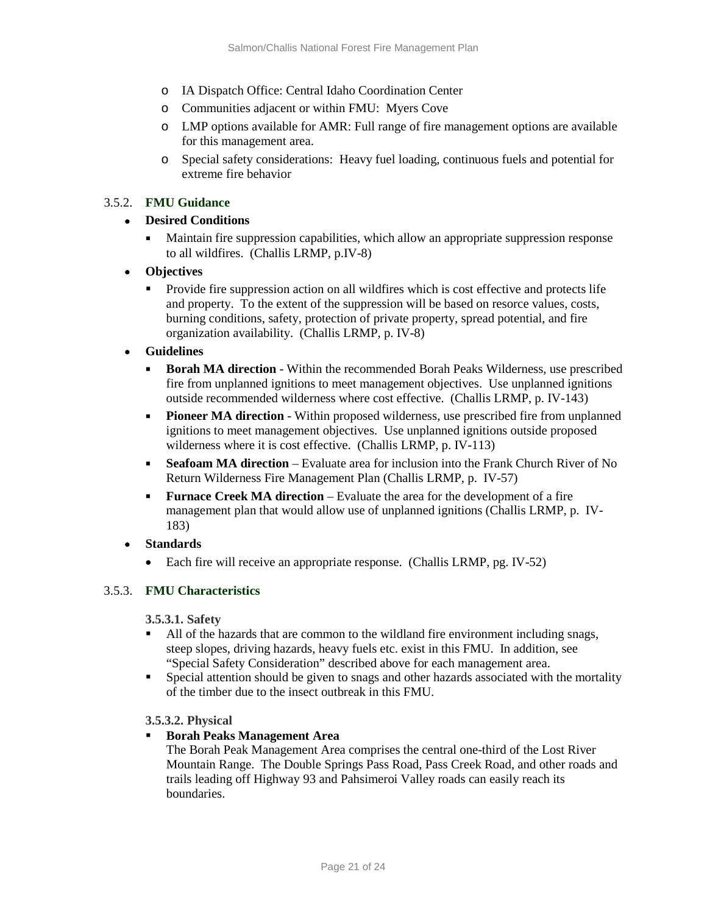- IA Dispatch Office: Central Idaho Coordination Center
- Communities adjacent or within FMU: Myers Cove
- LMP options available for AMR: Full range of fire management options are available for this management area.
- Special safety considerations: Heavy fuel loading, continuous fuels and potential for extreme fire behavior

### 3.5.2. FMU Guidance

- **Desired Conditions**
  - Maintain fire suppression capabilities, which allow an appropriate suppression response to all wildfires. (Challis LRMP, p.IV-8)
- **Objectives**
  - Provide fire suppression action on all wildfires which is cost effective and protects life and property. To the extent of the suppression will be based on resorce values, costs, burning conditions, safety, protection of private property, spread potential, and fire organization availability. (Challis LRMP, p. IV-8)
- **Guidelines**
  - **Borah MA direction** - Within the recommended Borah Peaks Wilderness, use prescribed fire from unplanned ignitions to meet management objectives. Use unplanned ignitions outside recommended wilderness where cost effective. (Challis LRMP, p. IV-143)
  - **Pioneer MA direction** - Within proposed wilderness, use prescribed fire from unplanned ignitions to meet management objectives. Use unplanned ignitions outside proposed wilderness where it is cost effective. (Challis LRMP, p. IV-113)
  - **Seafoam MA direction** – Evaluate area for inclusion into the Frank Church River of No Return Wilderness Fire Management Plan (Challis LRMP, p. IV-57)
  - **Furnace Creek MA direction** – Evaluate the area for the development of a fire management plan that would allow use of unplanned ignitions (Challis LRMP, p. IV-183)
- **Standards**
  - Each fire will receive an appropriate response. (Challis LRMP, pg. IV-52)

### 3.5.3. FMU Characteristics

#### 3.5.3.1. Safety

- All of the hazards that are common to the wildland fire environment including snags, steep slopes, driving hazards, heavy fuels etc. exist in this FMU. In addition, see "Special Safety Consideration" described above for each management area.
- Special attention should be given to snags and other hazards associated with the mortality of the timber due to the insect outbreak in this FMU.

#### 3.5.3.2. Physical

- **Borah Peaks Management Area**
  The Borah Peak Management Area comprises the central one-third of the Lost River Mountain Range. The Double Springs Pass Road, Pass Creek Road, and other roads and trails leading off Highway 93 and Pahsimeroi Valley roads can easily reach its boundaries.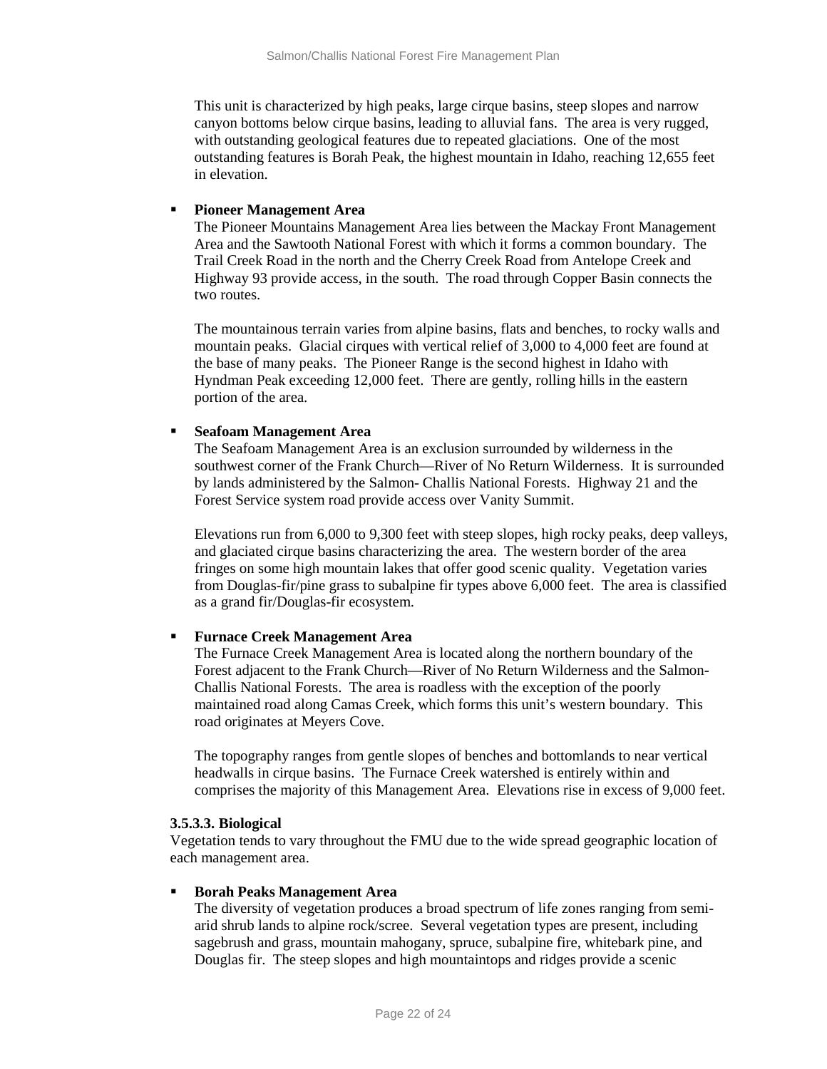This unit is characterized by high peaks, large cirque basins, steep slopes and narrow canyon bottoms below cirque basins, leading to alluvial fans. The area is very rugged, with outstanding geological features due to repeated glaciations. One of the most outstanding features is Borah Peak, the highest mountain in Idaho, reaching 12,655 feet in elevation.

- **Pioneer Management Area**
  The Pioneer Mountains Management Area lies between the Mackay Front Management Area and the Sawtooth National Forest with which it forms a common boundary. The Trail Creek Road in the north and the Cherry Creek Road from Antelope Creek and Highway 93 provide access, in the south. The road through Copper Basin connects the two routes.

  The mountainous terrain varies from alpine basins, flats and benches, to rocky walls and mountain peaks. Glacial cirques with vertical relief of 3,000 to 4,000 feet are found at the base of many peaks. The Pioneer Range is the second highest in Idaho with Hyndman Peak exceeding 12,000 feet. There are gently, rolling hills in the eastern portion of the area.

- **Seafoam Management Area**
  The Seafoam Management Area is an exclusion surrounded by wilderness in the southwest corner of the Frank Church—River of No Return Wilderness. It is surrounded by lands administered by the Salmon- Challis National Forests. Highway 21 and the Forest Service system road provide access over Vanity Summit.

  Elevations run from 6,000 to 9,300 feet with steep slopes, high rocky peaks, deep valleys, and glaciated cirque basins characterizing the area. The western border of the area fringes on some high mountain lakes that offer good scenic quality. Vegetation varies from Douglas-fir/pine grass to subalpine fir types above 6,000 feet. The area is classified as a grand fir/Douglas-fir ecosystem.

- **Furnace Creek Management Area**
  The Furnace Creek Management Area is located along the northern boundary of the Forest adjacent to the Frank Church—River of No Return Wilderness and the Salmon-Challis National Forests. The area is roadless with the exception of the poorly maintained road along Camas Creek, which forms this unit's western boundary. This road originates at Meyers Cove.

  The topography ranges from gentle slopes of benches and bottomlands to near vertical headwalls in cirque basins. The Furnace Creek watershed is entirely within and comprises the majority of this Management Area. Elevations rise in excess of 9,000 feet.

#### 3.5.3.3. Biological

Vegetation tends to vary throughout the FMU due to the wide spread geographic location of each management area.

- **Borah Peaks Management Area**
  The diversity of vegetation produces a broad spectrum of life zones ranging from semi-arid shrub lands to alpine rock/scree. Several vegetation types are present, including sagebrush and grass, mountain mahogany, spruce, subalpine fire, whitebark pine, and Douglas fir. The steep slopes and high mountaintops and ridges provide a scenic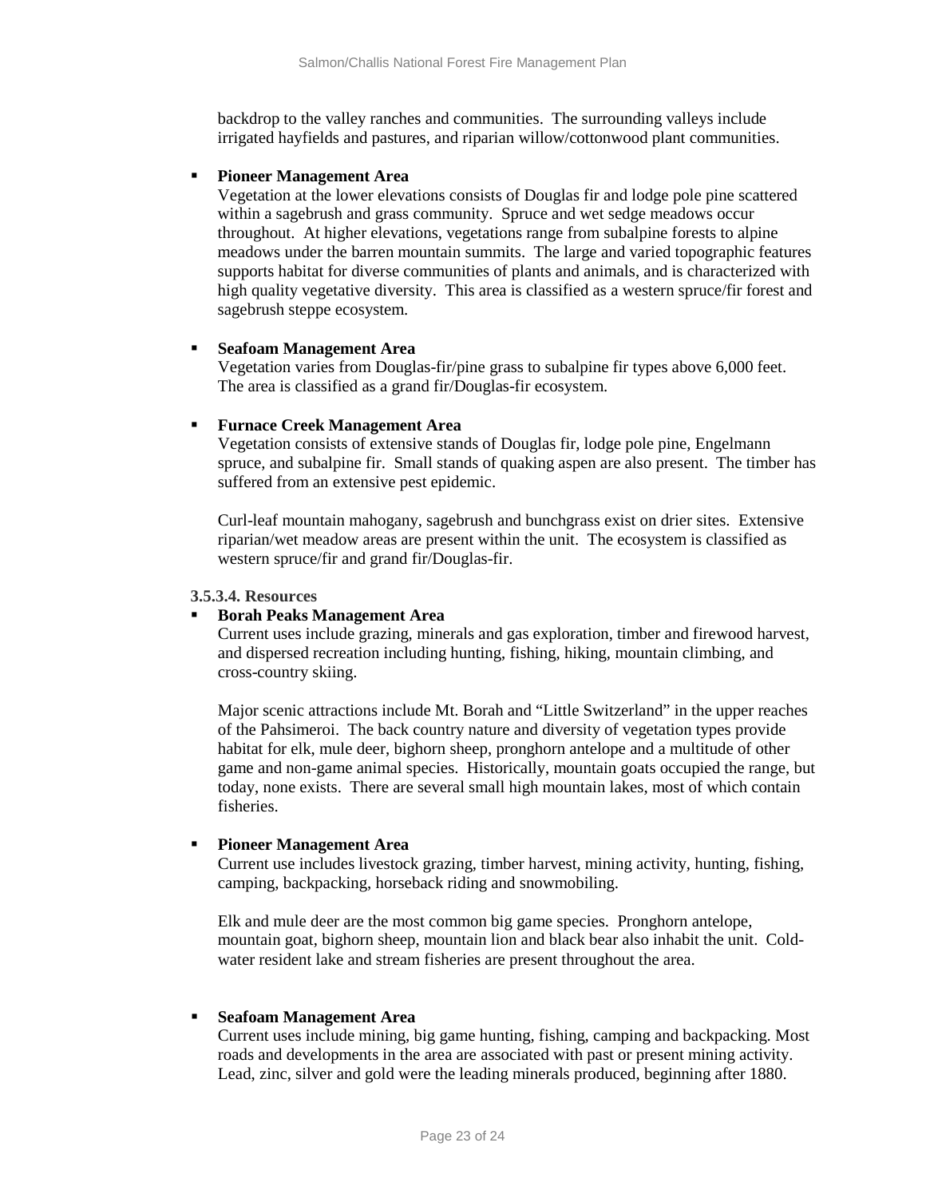backdrop to the valley ranches and communities. The surrounding valleys include irrigated hayfields and pastures, and riparian willow/cottonwood plant communities.

- **Pioneer Management Area**
  Vegetation at the lower elevations consists of Douglas fir and lodge pole pine scattered within a sagebrush and grass community. Spruce and wet sedge meadows occur throughout. At higher elevations, vegetations range from subalpine forests to alpine meadows under the barren mountain summits. The large and varied topographic features supports habitat for diverse communities of plants and animals, and is characterized with high quality vegetative diversity. This area is classified as a western spruce/fir forest and sagebrush steppe ecosystem.

- **Seafoam Management Area**
  Vegetation varies from Douglas-fir/pine grass to subalpine fir types above 6,000 feet. The area is classified as a grand fir/Douglas-fir ecosystem.

- **Furnace Creek Management Area**
  Vegetation consists of extensive stands of Douglas fir, lodge pole pine, Engelmann spruce, and subalpine fir. Small stands of quaking aspen are also present. The timber has suffered from an extensive pest epidemic.

  Curl-leaf mountain mahogany, sagebrush and bunchgrass exist on drier sites. Extensive riparian/wet meadow areas are present within the unit. The ecosystem is classified as western spruce/fir and grand fir/Douglas-fir.

**3.5.3.4. Resources**

- **Borah Peaks Management Area**
  Current uses include grazing, minerals and gas exploration, timber and firewood harvest, and dispersed recreation including hunting, fishing, hiking, mountain climbing, and cross-country skiing.

  Major scenic attractions include Mt. Borah and "Little Switzerland" in the upper reaches of the Pahsimeroi. The back country nature and diversity of vegetation types provide habitat for elk, mule deer, bighorn sheep, pronghorn antelope and a multitude of other game and non-game animal species. Historically, mountain goats occupied the range, but today, none exists. There are several small high mountain lakes, most of which contain fisheries.

- **Pioneer Management Area**
  Current use includes livestock grazing, timber harvest, mining activity, hunting, fishing, camping, backpacking, horseback riding and snowmobiling.

  Elk and mule deer are the most common big game species. Pronghorn antelope, mountain goat, bighorn sheep, mountain lion and black bear also inhabit the unit. Cold-water resident lake and stream fisheries are present throughout the area.

- **Seafoam Management Area**
  Current uses include mining, big game hunting, fishing, camping and backpacking. Most roads and developments in the area are associated with past or present mining activity. Lead, zinc, silver and gold were the leading minerals produced, beginning after 1880.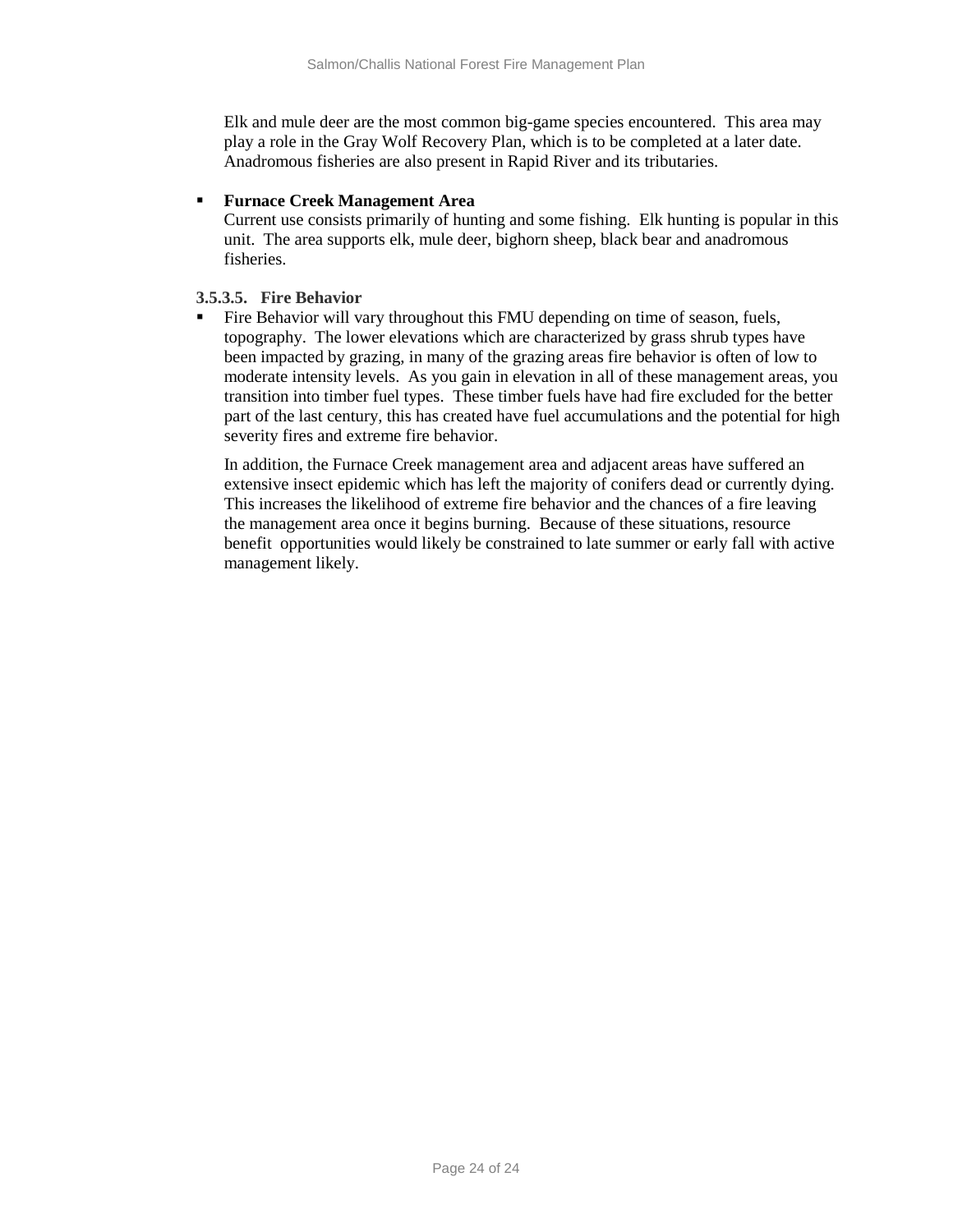Elk and mule deer are the most common big-game species encountered. This area may play a role in the Gray Wolf Recovery Plan, which is to be completed at a later date. Anadromous fisheries are also present in Rapid River and its tributaries.

- **Furnace Creek Management Area**
  Current use consists primarily of hunting and some fishing. Elk hunting is popular in this unit. The area supports elk, mule deer, bighorn sheep, black bear and anadromous fisheries.

#### 3.5.3.5. Fire Behavior

- Fire Behavior will vary throughout this FMU depending on time of season, fuels, topography. The lower elevations which are characterized by grass shrub types have been impacted by grazing, in many of the grazing areas fire behavior is often of low to moderate intensity levels. As you gain in elevation in all of these management areas, you transition into timber fuel types. These timber fuels have had fire excluded for the better part of the last century, this has created have fuel accumulations and the potential for high severity fires and extreme fire behavior.

  In addition, the Furnace Creek management area and adjacent areas have suffered an extensive insect epidemic which has left the majority of conifers dead or currently dying. This increases the likelihood of extreme fire behavior and the chances of a fire leaving the management area once it begins burning. Because of these situations, resource benefit opportunities would likely be constrained to late summer or early fall with active management likely.